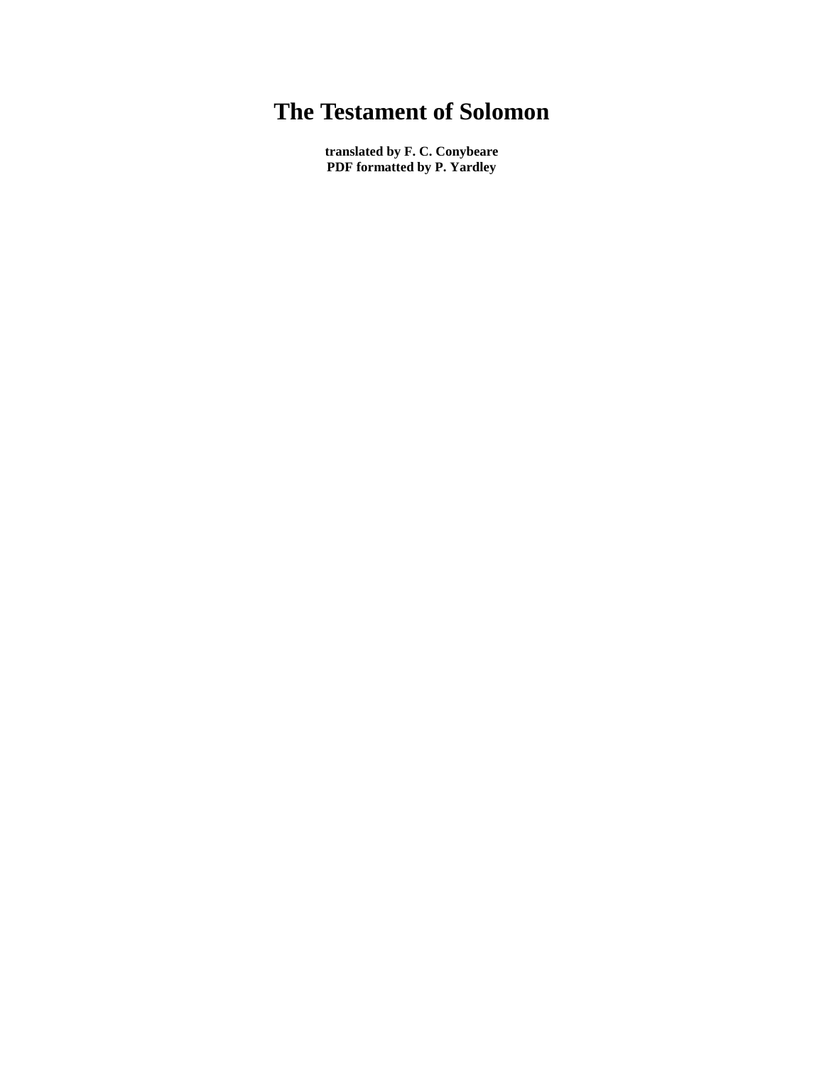# The Testament of Solomon

**translated by F. C. Conybeare**
**PDF formatted by P. Yardley**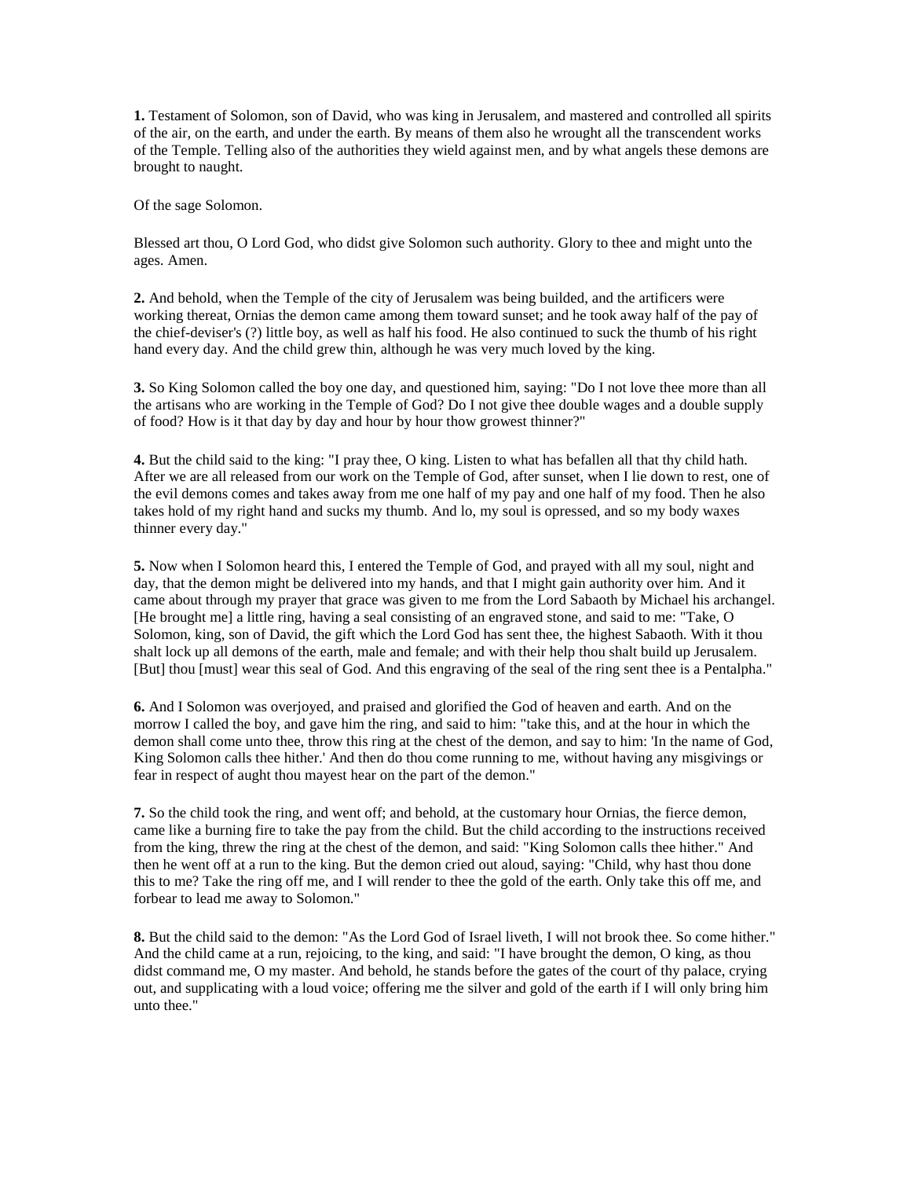**1.** Testament of Solomon, son of David, who was king in Jerusalem, and mastered and controlled all spirits of the air, on the earth, and under the earth. By means of them also he wrought all the transcendent works of the Temple. Telling also of the authorities they wield against men, and by what angels these demons are brought to naught.

Of the sage Solomon.

Blessed art thou, O Lord God, who didst give Solomon such authority. Glory to thee and might unto the ages. Amen.

**2.** And behold, when the Temple of the city of Jerusalem was being builded, and the artificers were working thereat, Ornias the demon came among them toward sunset; and he took away half of the pay of the chief-deviser's (?) little boy, as well as half his food. He also continued to suck the thumb of his right hand every day. And the child grew thin, although he was very much loved by the king.

**3.** So King Solomon called the boy one day, and questioned him, saying: "Do I not love thee more than all the artisans who are working in the Temple of God? Do I not give thee double wages and a double supply of food? How is it that day by day and hour by hour thow growest thinner?"

**4.** But the child said to the king: "I pray thee, O king. Listen to what has befallen all that thy child hath. After we are all released from our work on the Temple of God, after sunset, when I lie down to rest, one of the evil demons comes and takes away from me one half of my pay and one half of my food. Then he also takes hold of my right hand and sucks my thumb. And lo, my soul is opressed, and so my body waxes thinner every day."

**5.** Now when I Solomon heard this, I entered the Temple of God, and prayed with all my soul, night and day, that the demon might be delivered into my hands, and that I might gain authority over him. And it came about through my prayer that grace was given to me from the Lord Sabaoth by Michael his archangel. [He brought me] a little ring, having a seal consisting of an engraved stone, and said to me: "Take, O Solomon, king, son of David, the gift which the Lord God has sent thee, the highest Sabaoth. With it thou shalt lock up all demons of the earth, male and female; and with their help thou shalt build up Jerusalem. [But] thou [must] wear this seal of God. And this engraving of the seal of the ring sent thee is a Pentalpha."

**6.** And I Solomon was overjoyed, and praised and glorified the God of heaven and earth. And on the morrow I called the boy, and gave him the ring, and said to him: "take this, and at the hour in which the demon shall come unto thee, throw this ring at the chest of the demon, and say to him: 'In the name of God, King Solomon calls thee hither.' And then do thou come running to me, without having any misgivings or fear in respect of aught thou mayest hear on the part of the demon."

**7.** So the child took the ring, and went off; and behold, at the customary hour Ornias, the fierce demon, came like a burning fire to take the pay from the child. But the child according to the instructions received from the king, threw the ring at the chest of the demon, and said: "King Solomon calls thee hither." And then he went off at a run to the king. But the demon cried out aloud, saying: "Child, why hast thou done this to me? Take the ring off me, and I will render to thee the gold of the earth. Only take this off me, and forbear to lead me away to Solomon."

**8.** But the child said to the demon: "As the Lord God of Israel liveth, I will not brook thee. So come hither." And the child came at a run, rejoicing, to the king, and said: "I have brought the demon, O king, as thou didst command me, O my master. And behold, he stands before the gates of the court of thy palace, crying out, and supplicating with a loud voice; offering me the silver and gold of the earth if I will only bring him unto thee."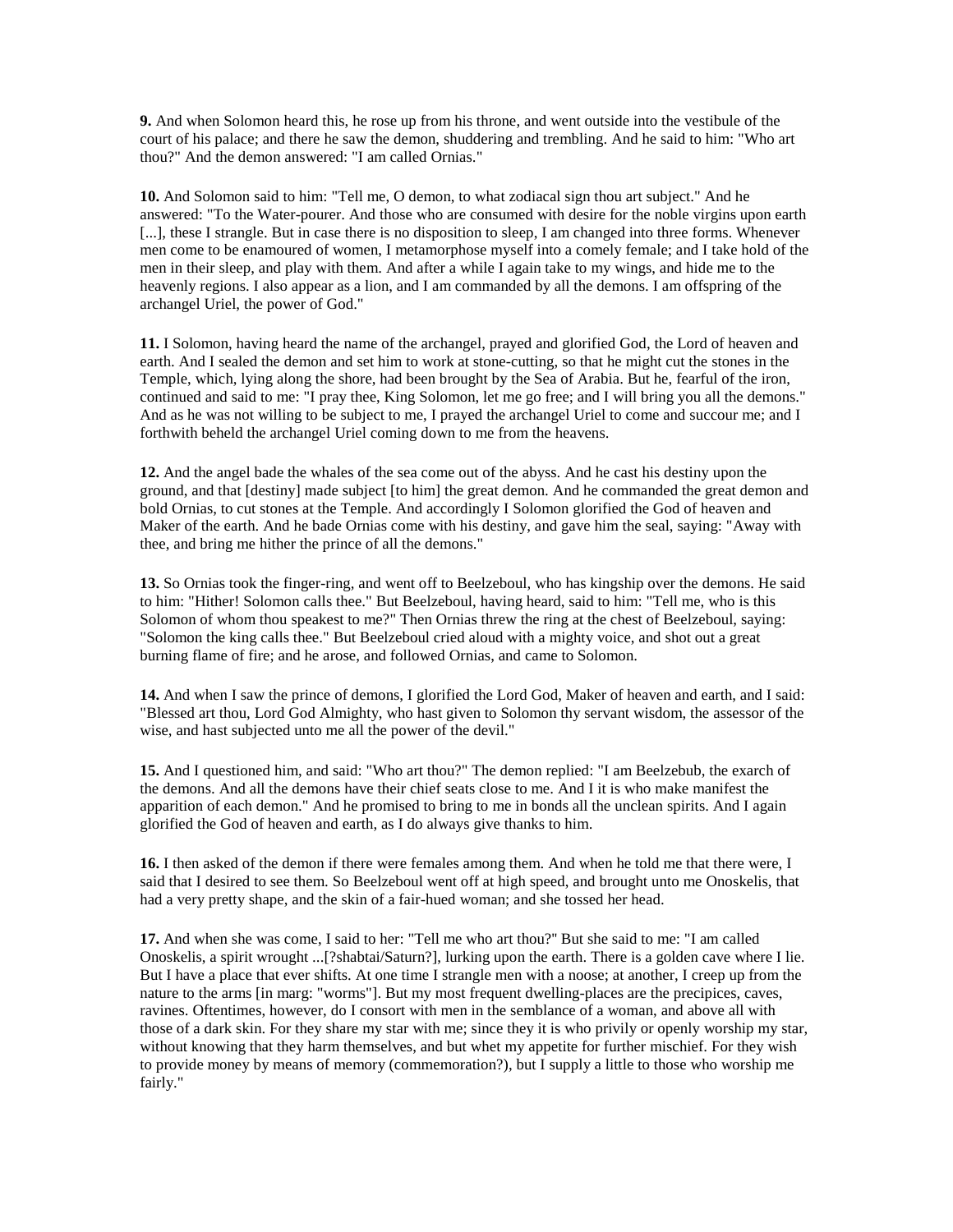**9.** And when Solomon heard this, he rose up from his throne, and went outside into the vestibule of the court of his palace; and there he saw the demon, shuddering and trembling. And he said to him: "Who art thou?" And the demon answered: "I am called Ornias."

**10.** And Solomon said to him: "Tell me, O demon, to what zodiacal sign thou art subject." And he answered: "To the Water-pourer. And those who are consumed with desire for the noble virgins upon earth [...], these I strangle. But in case there is no disposition to sleep, I am changed into three forms. Whenever men come to be enamoured of women, I metamorphose myself into a comely female; and I take hold of the men in their sleep, and play with them. And after a while I again take to my wings, and hide me to the heavenly regions. I also appear as a lion, and I am commanded by all the demons. I am offspring of the archangel Uriel, the power of God."

**11.** I Solomon, having heard the name of the archangel, prayed and glorified God, the Lord of heaven and earth. And I sealed the demon and set him to work at stone-cutting, so that he might cut the stones in the Temple, which, lying along the shore, had been brought by the Sea of Arabia. But he, fearful of the iron, continued and said to me: "I pray thee, King Solomon, let me go free; and I will bring you all the demons." And as he was not willing to be subject to me, I prayed the archangel Uriel to come and succour me; and I forthwith beheld the archangel Uriel coming down to me from the heavens.

**12.** And the angel bade the whales of the sea come out of the abyss. And he cast his destiny upon the ground, and that [destiny] made subject [to him] the great demon. And he commanded the great demon and bold Ornias, to cut stones at the Temple. And accordingly I Solomon glorified the God of heaven and Maker of the earth. And he bade Ornias come with his destiny, and gave him the seal, saying: "Away with thee, and bring me hither the prince of all the demons."

**13.** So Ornias took the finger-ring, and went off to Beelzeboul, who has kingship over the demons. He said to him: "Hither! Solomon calls thee." But Beelzeboul, having heard, said to him: "Tell me, who is this Solomon of whom thou speakest to me?" Then Ornias threw the ring at the chest of Beelzeboul, saying: "Solomon the king calls thee." But Beelzeboul cried aloud with a mighty voice, and shot out a great burning flame of fire; and he arose, and followed Ornias, and came to Solomon.

**14.** And when I saw the prince of demons, I glorified the Lord God, Maker of heaven and earth, and I said: "Blessed art thou, Lord God Almighty, who hast given to Solomon thy servant wisdom, the assessor of the wise, and hast subjected unto me all the power of the devil."

**15.** And I questioned him, and said: "Who art thou?" The demon replied: "I am Beelzebub, the exarch of the demons. And all the demons have their chief seats close to me. And I it is who make manifest the apparition of each demon." And he promised to bring to me in bonds all the unclean spirits. And I again glorified the God of heaven and earth, as I do always give thanks to him.

**16.** I then asked of the demon if there were females among them. And when he told me that there were, I said that I desired to see them. So Beelzeboul went off at high speed, and brought unto me Onoskelis, that had a very pretty shape, and the skin of a fair-hued woman; and she tossed her head.

**17.** And when she was come, I said to her: "Tell me who art thou?" But she said to me: "I am called Onoskelis, a spirit wrought ...[?shabtai/Saturn?], lurking upon the earth. There is a golden cave where I lie. But I have a place that ever shifts. At one time I strangle men with a noose; at another, I creep up from the nature to the arms [in marg: "worms"]. But my most frequent dwelling-places are the precipices, caves, ravines. Oftentimes, however, do I consort with men in the semblance of a woman, and above all with those of a dark skin. For they share my star with me; since they it is who privily or openly worship my star, without knowing that they harm themselves, and but whet my appetite for further mischief. For they wish to provide money by means of memory (commemoration?), but I supply a little to those who worship me fairly."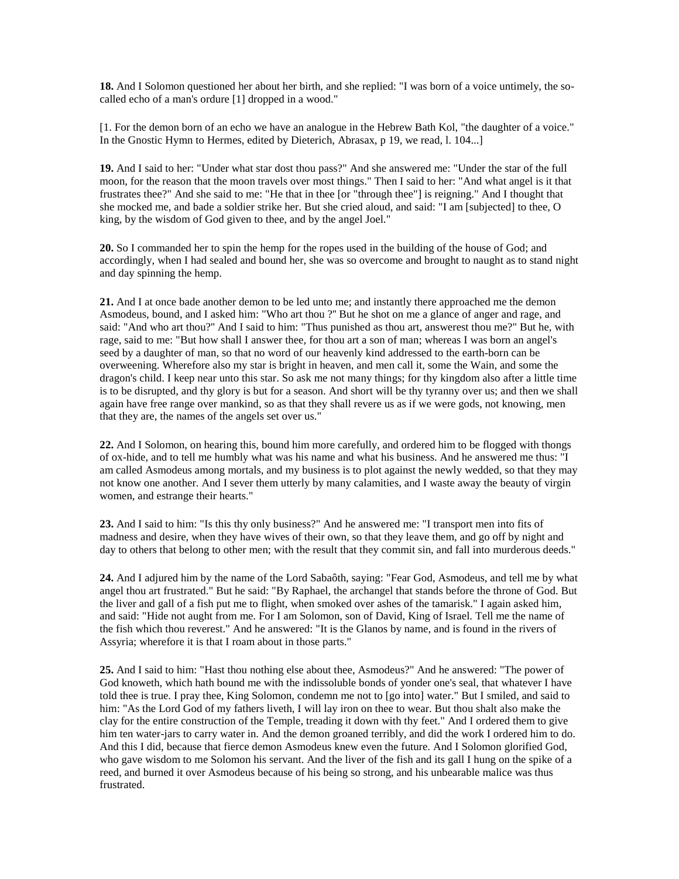**18.** And I Solomon questioned her about her birth, and she replied: "I was born of a voice untimely, the so-called echo of a man's ordure [1] dropped in a wood."

[1. For the demon born of an echo we have an analogue in the Hebrew Bath Kol, "the daughter of a voice." In the Gnostic Hymn to Hermes, edited by Dieterich, Abrasax, p 19, we read, l. 104...]

**19.** And I said to her: "Under what star dost thou pass?" And she answered me: "Under the star of the full moon, for the reason that the moon travels over most things." Then I said to her: "And what angel is it that frustrates thee?" And she said to me: "He that in thee [or "through thee"] is reigning." And I thought that she mocked me, and bade a soldier strike her. But she cried aloud, and said: "I am [subjected] to thee, O king, by the wisdom of God given to thee, and by the angel Joel."

**20.** So I commanded her to spin the hemp for the ropes used in the building of the house of God; and accordingly, when I had sealed and bound her, she was so overcome and brought to naught as to stand night and day spinning the hemp.

**21.** And I at once bade another demon to be led unto me; and instantly there approached me the demon Asmodeus, bound, and I asked him: "Who art thou ?" But he shot on me a glance of anger and rage, and said: "And who art thou?" And I said to him: "Thus punished as thou art, answerest thou me?" But he, with rage, said to me: "But how shall I answer thee, for thou art a son of man; whereas I was born an angel's seed by a daughter of man, so that no word of our heavenly kind addressed to the earth-born can be overweening. Wherefore also my star is bright in heaven, and men call it, some the Wain, and some the dragon's child. I keep near unto this star. So ask me not many things; for thy kingdom also after a little time is to be disrupted, and thy glory is but for a season. And short will be thy tyranny over us; and then we shall again have free range over mankind, so as that they shall revere us as if we were gods, not knowing, men that they are, the names of the angels set over us."

**22.** And I Solomon, on hearing this, bound him more carefully, and ordered him to be flogged with thongs of ox-hide, and to tell me humbly what was his name and what his business. And he answered me thus: "I am called Asmodeus among mortals, and my business is to plot against the newly wedded, so that they may not know one another. And I sever them utterly by many calamities, and I waste away the beauty of virgin women, and estrange their hearts."

**23.** And I said to him: "Is this thy only business?" And he answered me: "I transport men into fits of madness and desire, when they have wives of their own, so that they leave them, and go off by night and day to others that belong to other men; with the result that they commit sin, and fall into murderous deeds."

**24.** And I adjured him by the name of the Lord Sabaôth, saying: "Fear God, Asmodeus, and tell me by what angel thou art frustrated." But he said: "By Raphael, the archangel that stands before the throne of God. But the liver and gall of a fish put me to flight, when smoked over ashes of the tamarisk." I again asked him, and said: "Hide not aught from me. For I am Solomon, son of David, King of Israel. Tell me the name of the fish which thou reverest." And he answered: "It is the Glanos by name, and is found in the rivers of Assyria; wherefore it is that I roam about in those parts."

**25.** And I said to him: "Hast thou nothing else about thee, Asmodeus?" And he answered: "The power of God knoweth, which hath bound me with the indissoluble bonds of yonder one's seal, that whatever I have told thee is true. I pray thee, King Solomon, condemn me not to [go into] water." But I smiled, and said to him: "As the Lord God of my fathers liveth, I will lay iron on thee to wear. But thou shalt also make the clay for the entire construction of the Temple, treading it down with thy feet." And I ordered them to give him ten water-jars to carry water in. And the demon groaned terribly, and did the work I ordered him to do. And this I did, because that fierce demon Asmodeus knew even the future. And I Solomon glorified God, who gave wisdom to me Solomon his servant. And the liver of the fish and its gall I hung on the spike of a reed, and burned it over Asmodeus because of his being so strong, and his unbearable malice was thus frustrated.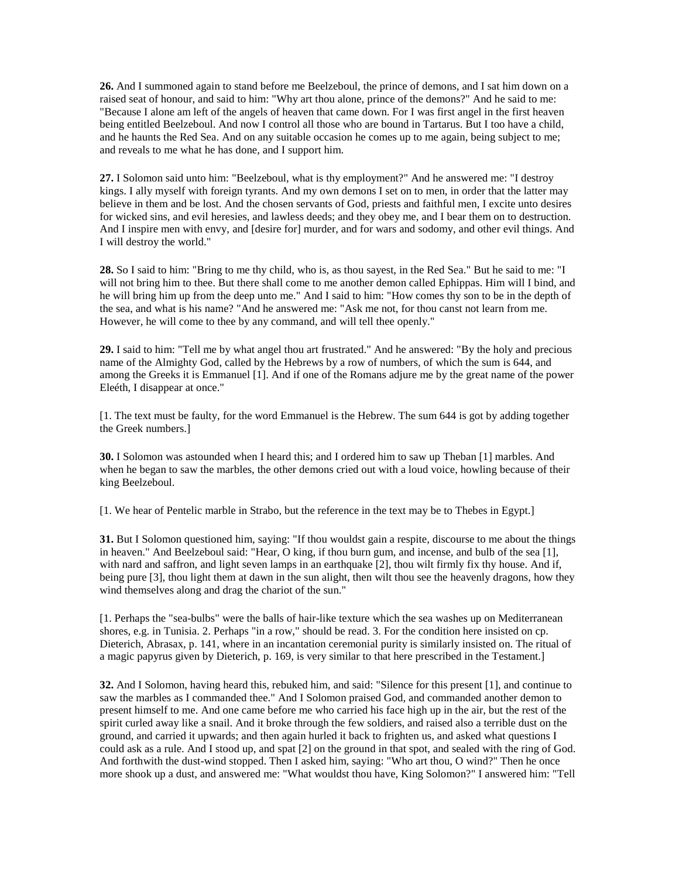**26.** And I summoned again to stand before me Beelzeboul, the prince of demons, and I sat him down on a raised seat of honour, and said to him: "Why art thou alone, prince of the demons?" And he said to me: "Because I alone am left of the angels of heaven that came down. For I was first angel in the first heaven being entitled Beelzeboul. And now I control all those who are bound in Tartarus. But I too have a child, and he haunts the Red Sea. And on any suitable occasion he comes up to me again, being subject to me; and reveals to me what he has done, and I support him.

**27.** I Solomon said unto him: "Beelzeboul, what is thy employment?" And he answered me: "I destroy kings. I ally myself with foreign tyrants. And my own demons I set on to men, in order that the latter may believe in them and be lost. And the chosen servants of God, priests and faithful men, I excite unto desires for wicked sins, and evil heresies, and lawless deeds; and they obey me, and I bear them on to destruction. And I inspire men with envy, and [desire for] murder, and for wars and sodomy, and other evil things. And I will destroy the world."

**28.** So I said to him: "Bring to me thy child, who is, as thou sayest, in the Red Sea." But he said to me: "I will not bring him to thee. But there shall come to me another demon called Ephippas. Him will I bind, and he will bring him up from the deep unto me." And I said to him: "How comes thy son to be in the depth of the sea, and what is his name? "And he answered me: "Ask me not, for thou canst not learn from me. However, he will come to thee by any command, and will tell thee openly."

**29.** I said to him: "Tell me by what angel thou art frustrated." And he answered: "By the holy and precious name of the Almighty God, called by the Hebrews by a row of numbers, of which the sum is 644, and among the Greeks it is Emmanuel [1]. And if one of the Romans adjure me by the great name of the power Eleéth, I disappear at once."

[1. The text must be faulty, for the word Emmanuel is the Hebrew. The sum 644 is got by adding together the Greek numbers.]

**30.** I Solomon was astounded when I heard this; and I ordered him to saw up Theban [1] marbles. And when he began to saw the marbles, the other demons cried out with a loud voice, howling because of their king Beelzeboul.

[1. We hear of Pentelic marble in Strabo, but the reference in the text may be to Thebes in Egypt.]

**31.** But I Solomon questioned him, saying: "If thou wouldst gain a respite, discourse to me about the things in heaven." And Beelzeboul said: "Hear, O king, if thou burn gum, and incense, and bulb of the sea [1], with nard and saffron, and light seven lamps in an earthquake [2], thou wilt firmly fix thy house. And if, being pure [3], thou light them at dawn in the sun alight, then wilt thou see the heavenly dragons, how they wind themselves along and drag the chariot of the sun."

[1. Perhaps the "sea-bulbs" were the balls of hair-like texture which the sea washes up on Mediterranean shores, e.g. in Tunisia. 2. Perhaps "in a row," should be read. 3. For the condition here insisted on cp. Dieterich, Abrasax, p. 141, where in an incantation ceremonial purity is similarly insisted on. The ritual of a magic papyrus given by Dieterich, p. 169, is very similar to that here prescribed in the Testament.]

**32.** And I Solomon, having heard this, rebuked him, and said: "Silence for this present [1], and continue to saw the marbles as I commanded thee." And I Solomon praised God, and commanded another demon to present himself to me. And one came before me who carried his face high up in the air, but the rest of the spirit curled away like a snail. And it broke through the few soldiers, and raised also a terrible dust on the ground, and carried it upwards; and then again hurled it back to frighten us, and asked what questions I could ask as a rule. And I stood up, and spat [2] on the ground in that spot, and sealed with the ring of God. And forthwith the dust-wind stopped. Then I asked him, saying: "Who art thou, O wind?" Then he once more shook up a dust, and answered me: "What wouldst thou have, King Solomon?" I answered him: "Tell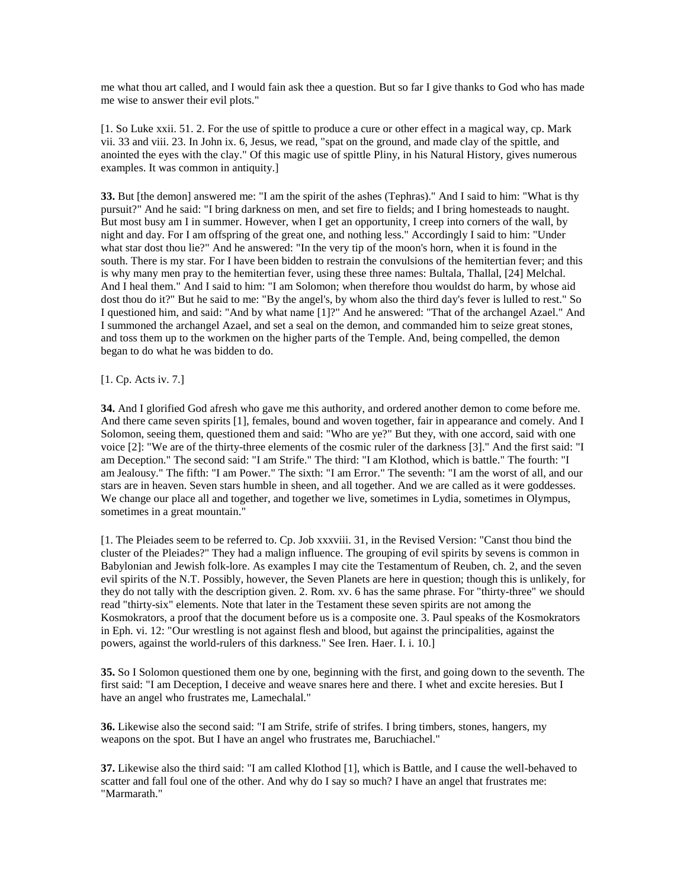me what thou art called, and I would fain ask thee a question. But so far I give thanks to God who has made me wise to answer their evil plots."

[1. So Luke xxii. 51. 2. For the use of spittle to produce a cure or other effect in a magical way, cp. Mark vii. 33 and viii. 23. In John ix. 6, Jesus, we read, "spat on the ground, and made clay of the spittle, and anointed the eyes with the clay." Of this magic use of spittle Pliny, in his Natural History, gives numerous examples. It was common in antiquity.]

**33.** But [the demon] answered me: "I am the spirit of the ashes (Tephras)." And I said to him: "What is thy pursuit?" And he said: "I bring darkness on men, and set fire to fields; and I bring homesteads to naught. But most busy am I in summer. However, when I get an opportunity, I creep into corners of the wall, by night and day. For I am offspring of the great one, and nothing less." Accordingly I said to him: "Under what star dost thou lie?" And he answered: "In the very tip of the moon's horn, when it is found in the south. There is my star. For I have been bidden to restrain the convulsions of the hemitertian fever; and this is why many men pray to the hemitertian fever, using these three names: Bultala, Thallal, [24] Melchal. And I heal them." And I said to him: "I am Solomon; when therefore thou wouldst do harm, by whose aid dost thou do it?" But he said to me: "By the angel's, by whom also the third day's fever is lulled to rest." So I questioned him, and said: "And by what name [1]?" And he answered: "That of the archangel Azael." And I summoned the archangel Azael, and set a seal on the demon, and commanded him to seize great stones, and toss them up to the workmen on the higher parts of the Temple. And, being compelled, the demon began to do what he was bidden to do.

[1. Cp. Acts iv. 7.]

**34.** And I glorified God afresh who gave me this authority, and ordered another demon to come before me. And there came seven spirits [1], females, bound and woven together, fair in appearance and comely. And I Solomon, seeing them, questioned them and said: "Who are ye?" But they, with one accord, said with one voice [2]: "We are of the thirty-three elements of the cosmic ruler of the darkness [3]." And the first said: "I am Deception." The second said: "I am Strife." The third: "I am Klothod, which is battle." The fourth: "I am Jealousy." The fifth: "I am Power." The sixth: "I am Error." The seventh: "I am the worst of all, and our stars are in heaven. Seven stars humble in sheen, and all together. And we are called as it were goddesses. We change our place all and together, and together we live, sometimes in Lydia, sometimes in Olympus, sometimes in a great mountain."

[1. The Pleiades seem to be referred to. Cp. Job xxxviii. 31, in the Revised Version: "Canst thou bind the cluster of the Pleiades?" They had a malign influence. The grouping of evil spirits by sevens is common in Babylonian and Jewish folk-lore. As examples I may cite the Testamentum of Reuben, ch. 2, and the seven evil spirits of the N.T. Possibly, however, the Seven Planets are here in question; though this is unlikely, for they do not tally with the description given. 2. Rom. xv. 6 has the same phrase. For "thirty-three" we should read "thirty-six" elements. Note that later in the Testament these seven spirits are not among the Kosmokrators, a proof that the document before us is a composite one. 3. Paul speaks of the Kosmokrators in Eph. vi. 12: "Our wrestling is not against flesh and blood, but against the principalities, against the powers, against the world-rulers of this darkness." See Iren. Haer. I. i. 10.]

**35.** So I Solomon questioned them one by one, beginning with the first, and going down to the seventh. The first said: "I am Deception, I deceive and weave snares here and there. I whet and excite heresies. But I have an angel who frustrates me, Lamechalal."

**36.** Likewise also the second said: "I am Strife, strife of strifes. I bring timbers, stones, hangers, my weapons on the spot. But I have an angel who frustrates me, Baruchiachel."

**37.** Likewise also the third said: "I am called Klothod [1], which is Battle, and I cause the well-behaved to scatter and fall foul one of the other. And why do I say so much? I have an angel that frustrates me: "Marmarath."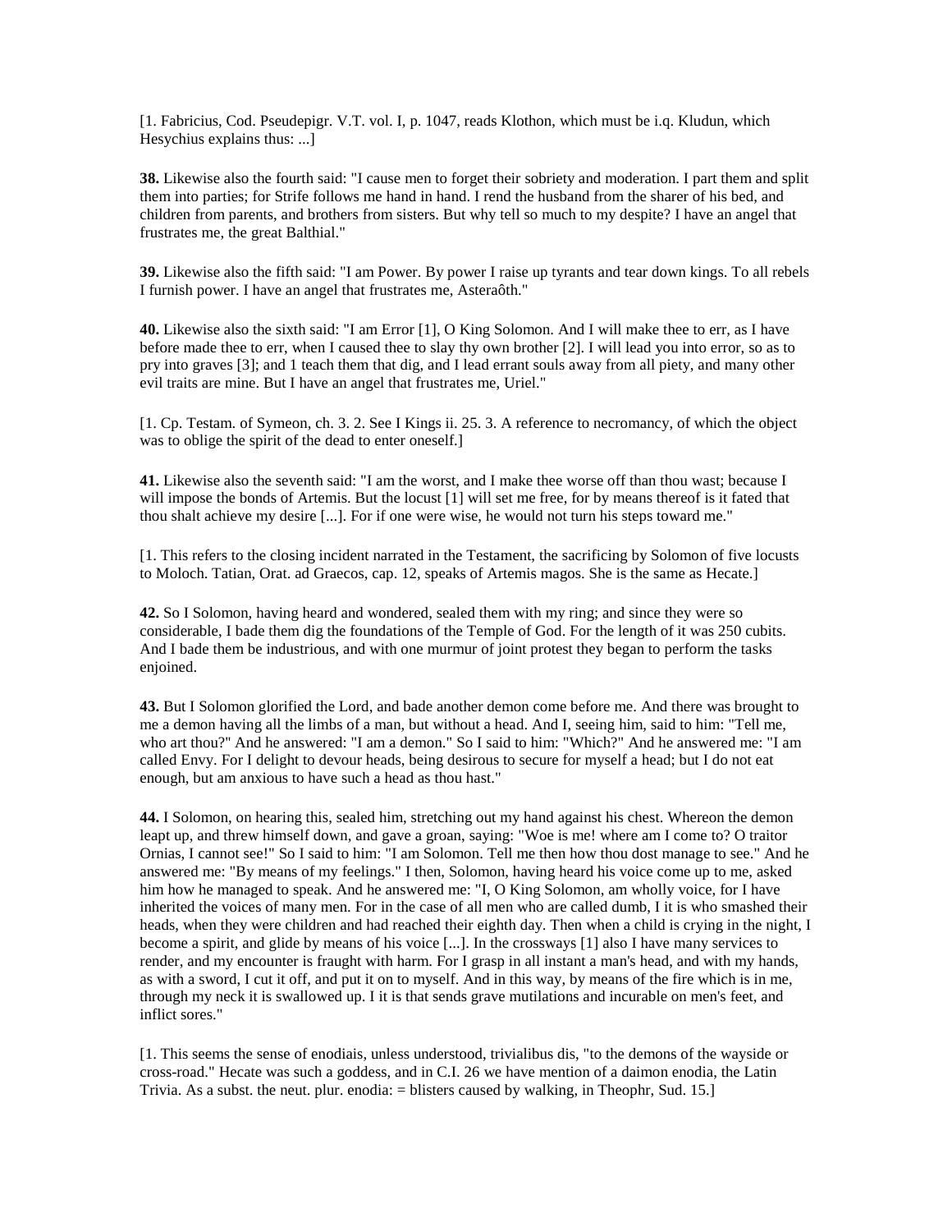[1. Fabricius, Cod. Pseudepigr. V.T. vol. I, p. 1047, reads Klothon, which must be i.q. Kludun, which Hesychius explains thus: ...]

**38.** Likewise also the fourth said: "I cause men to forget their sobriety and moderation. I part them and split them into parties; for Strife follows me hand in hand. I rend the husband from the sharer of his bed, and children from parents, and brothers from sisters. But why tell so much to my despite? I have an angel that frustrates me, the great Balthial."

**39.** Likewise also the fifth said: "I am Power. By power I raise up tyrants and tear down kings. To all rebels I furnish power. I have an angel that frustrates me, Asteraôth."

**40.** Likewise also the sixth said: "I am Error [1], O King Solomon. And I will make thee to err, as I have before made thee to err, when I caused thee to slay thy own brother [2]. I will lead you into error, so as to pry into graves [3]; and 1 teach them that dig, and I lead errant souls away from all piety, and many other evil traits are mine. But I have an angel that frustrates me, Uriel."

[1. Cp. Testam. of Symeon, ch. 3. 2. See I Kings ii. 25. 3. A reference to necromancy, of which the object was to oblige the spirit of the dead to enter oneself.]

**41.** Likewise also the seventh said: "I am the worst, and I make thee worse off than thou wast; because I will impose the bonds of Artemis. But the locust [1] will set me free, for by means thereof is it fated that thou shalt achieve my desire [...]. For if one were wise, he would not turn his steps toward me."

[1. This refers to the closing incident narrated in the Testament, the sacrificing by Solomon of five locusts to Moloch. Tatian, Orat. ad Graecos, cap. 12, speaks of Artemis magos. She is the same as Hecate.]

**42.** So I Solomon, having heard and wondered, sealed them with my ring; and since they were so considerable, I bade them dig the foundations of the Temple of God. For the length of it was 250 cubits. And I bade them be industrious, and with one murmur of joint protest they began to perform the tasks enjoined.

**43.** But I Solomon glorified the Lord, and bade another demon come before me. And there was brought to me a demon having all the limbs of a man, but without a head. And I, seeing him, said to him: "Tell me, who art thou?" And he answered: "I am a demon." So I said to him: "Which?" And he answered me: "I am called Envy. For I delight to devour heads, being desirous to secure for myself a head; but I do not eat enough, but am anxious to have such a head as thou hast."

**44.** I Solomon, on hearing this, sealed him, stretching out my hand against his chest. Whereon the demon leapt up, and threw himself down, and gave a groan, saying: "Woe is me! where am I come to? O traitor Ornias, I cannot see!" So I said to him: "I am Solomon. Tell me then how thou dost manage to see." And he answered me: "By means of my feelings." I then, Solomon, having heard his voice come up to me, asked him how he managed to speak. And he answered me: "I, O King Solomon, am wholly voice, for I have inherited the voices of many men. For in the case of all men who are called dumb, I it is who smashed their heads, when they were children and had reached their eighth day. Then when a child is crying in the night, I become a spirit, and glide by means of his voice [...]. In the crossways [1] also I have many services to render, and my encounter is fraught with harm. For I grasp in all instant a man's head, and with my hands, as with a sword, I cut it off, and put it on to myself. And in this way, by means of the fire which is in me, through my neck it is swallowed up. I it is that sends grave mutilations and incurable on men's feet, and inflict sores."

[1. This seems the sense of enodiais, unless understood, trivialibus dis, "to the demons of the wayside or cross-road." Hecate was such a goddess, and in C.I. 26 we have mention of a daimon enodia, the Latin Trivia. As a subst. the neut. plur. enodia: = blisters caused by walking, in Theophr, Sud. 15.]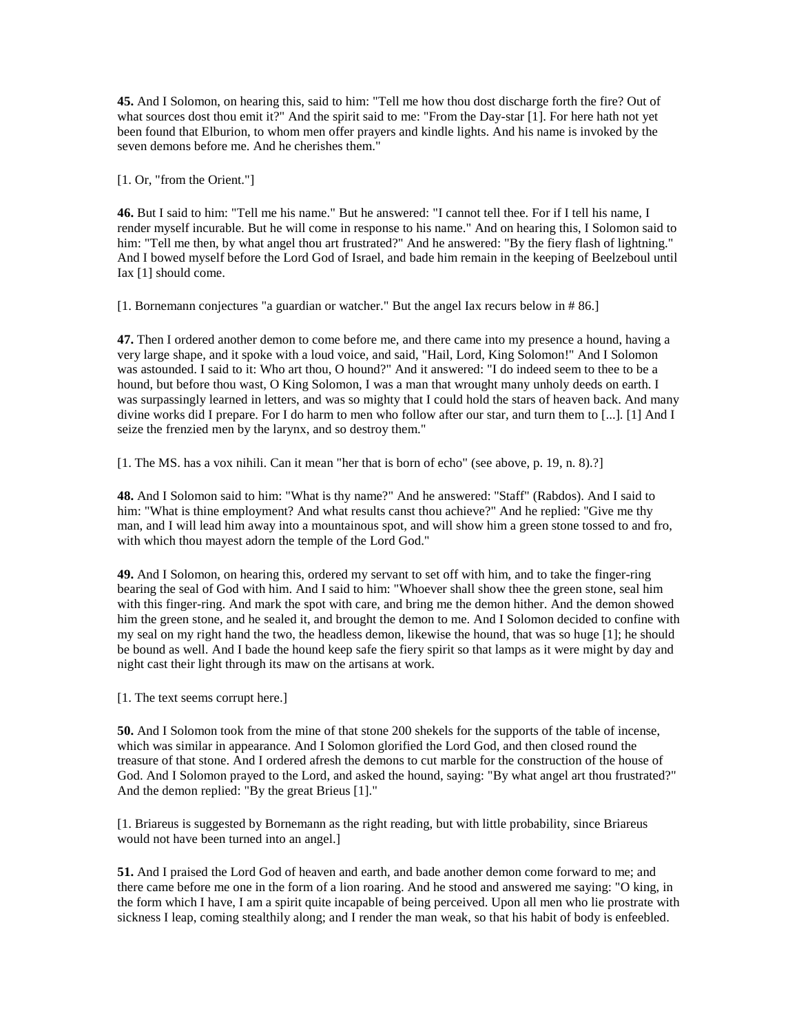**45.** And I Solomon, on hearing this, said to him: "Tell me how thou dost discharge forth the fire? Out of what sources dost thou emit it?" And the spirit said to me: "From the Day-star [1]. For here hath not yet been found that Elburion, to whom men offer prayers and kindle lights. And his name is invoked by the seven demons before me. And he cherishes them."

[1. Or, "from the Orient."]

**46.** But I said to him: "Tell me his name." But he answered: "I cannot tell thee. For if I tell his name, I render myself incurable. But he will come in response to his name." And on hearing this, I Solomon said to him: "Tell me then, by what angel thou art frustrated?" And he answered: "By the fiery flash of lightning." And I bowed myself before the Lord God of Israel, and bade him remain in the keeping of Beelzeboul until Iax [1] should come.

[1. Bornemann conjectures "a guardian or watcher." But the angel Iax recurs below in # 86.]

**47.** Then I ordered another demon to come before me, and there came into my presence a hound, having a very large shape, and it spoke with a loud voice, and said, "Hail, Lord, King Solomon!" And I Solomon was astounded. I said to it: Who art thou, O hound?" And it answered: "I do indeed seem to thee to be a hound, but before thou wast, O King Solomon, I was a man that wrought many unholy deeds on earth. I was surpassingly learned in letters, and was so mighty that I could hold the stars of heaven back. And many divine works did I prepare. For I do harm to men who follow after our star, and turn them to [...]. [1] And I seize the frenzied men by the larynx, and so destroy them."

[1. The MS. has a vox nihili. Can it mean "her that is born of echo" (see above, p. 19, n. 8).?]

**48.** And I Solomon said to him: "What is thy name?" And he answered: "Staff" (Rabdos). And I said to him: "What is thine employment? And what results canst thou achieve?" And he replied: "Give me thy man, and I will lead him away into a mountainous spot, and will show him a green stone tossed to and fro, with which thou mayest adorn the temple of the Lord God."

**49.** And I Solomon, on hearing this, ordered my servant to set off with him, and to take the finger-ring bearing the seal of God with him. And I said to him: "Whoever shall show thee the green stone, seal him with this finger-ring. And mark the spot with care, and bring me the demon hither. And the demon showed him the green stone, and he sealed it, and brought the demon to me. And I Solomon decided to confine with my seal on my right hand the two, the headless demon, likewise the hound, that was so huge [1]; he should be bound as well. And I bade the hound keep safe the fiery spirit so that lamps as it were might by day and night cast their light through its maw on the artisans at work.

[1. The text seems corrupt here.]

**50.** And I Solomon took from the mine of that stone 200 shekels for the supports of the table of incense, which was similar in appearance. And I Solomon glorified the Lord God, and then closed round the treasure of that stone. And I ordered afresh the demons to cut marble for the construction of the house of God. And I Solomon prayed to the Lord, and asked the hound, saying: "By what angel art thou frustrated?" And the demon replied: "By the great Brieus [1]."

[1. Briareus is suggested by Bornemann as the right reading, but with little probability, since Briareus would not have been turned into an angel.]

**51.** And I praised the Lord God of heaven and earth, and bade another demon come forward to me; and there came before me one in the form of a lion roaring. And he stood and answered me saying: "O king, in the form which I have, I am a spirit quite incapable of being perceived. Upon all men who lie prostrate with sickness I leap, coming stealthily along; and I render the man weak, so that his habit of body is enfeebled.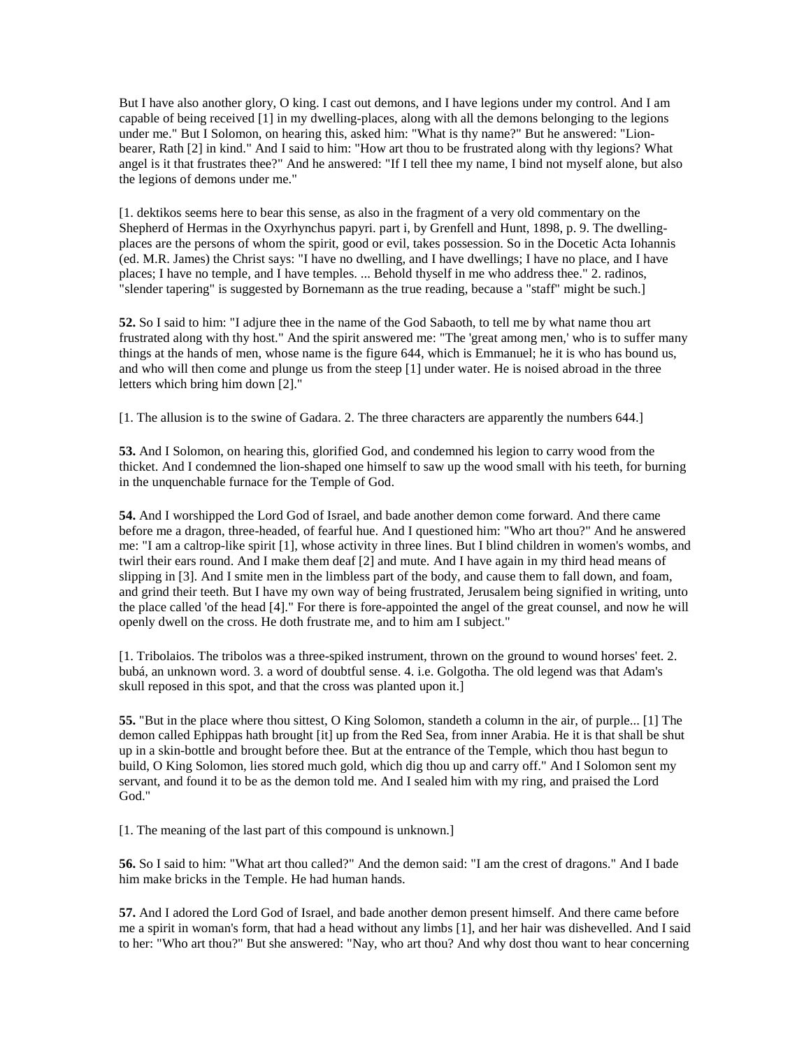But I have also another glory, O king. I cast out demons, and I have legions under my control. And I am capable of being received [1] in my dwelling-places, along with all the demons belonging to the legions under me." But I Solomon, on hearing this, asked him: "What is thy name?" But he answered: "Lion-bearer, Rath [2] in kind." And I said to him: "How art thou to be frustrated along with thy legions? What angel is it that frustrates thee?" And he answered: "If I tell thee my name, I bind not myself alone, but also the legions of demons under me."

[1. dektikos seems here to bear this sense, as also in the fragment of a very old commentary on the Shepherd of Hermas in the Oxyrhynchus papyri. part i, by Grenfell and Hunt, 1898, p. 9. The dwelling-places are the persons of whom the spirit, good or evil, takes possession. So in the Docetic Acta Iohannis (ed. M.R. James) the Christ says: "I have no dwelling, and I have dwellings; I have no place, and I have places; I have no temple, and I have temples. ... Behold thyself in me who address thee." 2. radinos, "slender tapering" is suggested by Bornemann as the true reading, because a "staff" might be such.]

**52.** So I said to him: "I adjure thee in the name of the God Sabaoth, to tell me by what name thou art frustrated along with thy host." And the spirit answered me: "The 'great among men,' who is to suffer many things at the hands of men, whose name is the figure 644, which is Emmanuel; he it is who has bound us, and who will then come and plunge us from the steep [1] under water. He is noised abroad in the three letters which bring him down [2]."

[1. The allusion is to the swine of Gadara. 2. The three characters are apparently the numbers 644.]

**53.** And I Solomon, on hearing this, glorified God, and condemned his legion to carry wood from the thicket. And I condemned the lion-shaped one himself to saw up the wood small with his teeth, for burning in the unquenchable furnace for the Temple of God.

**54.** And I worshipped the Lord God of Israel, and bade another demon come forward. And there came before me a dragon, three-headed, of fearful hue. And I questioned him: "Who art thou?" And he answered me: "I am a caltrop-like spirit [1], whose activity in three lines. But I blind children in women's wombs, and twirl their ears round. And I make them deaf [2] and mute. And I have again in my third head means of slipping in [3]. And I smite men in the limbless part of the body, and cause them to fall down, and foam, and grind their teeth. But I have my own way of being frustrated, Jerusalem being signified in writing, unto the place called 'of the head [4].' For there is fore-appointed the angel of the great counsel, and now he will openly dwell on the cross. He doth frustrate me, and to him am I subject."

[1. Tribolaios. The tribolos was a three-spiked instrument, thrown on the ground to wound horses' feet. 2. bubá, an unknown word. 3. a word of doubtful sense. 4. i.e. Golgotha. The old legend was that Adam's skull reposed in this spot, and that the cross was planted upon it.]

**55.** "But in the place where thou sittest, O King Solomon, standeth a column in the air, of purple... [1] The demon called Ephippas hath brought [it] up from the Red Sea, from inner Arabia. He it is that shall be shut up in a skin-bottle and brought before thee. But at the entrance of the Temple, which thou hast begun to build, O King Solomon, lies stored much gold, which dig thou up and carry off." And I Solomon sent my servant, and found it to be as the demon told me. And I sealed him with my ring, and praised the Lord God."

[1. The meaning of the last part of this compound is unknown.]

**56.** So I said to him: "What art thou called?" And the demon said: "I am the crest of dragons." And I bade him make bricks in the Temple. He had human hands.

**57.** And I adored the Lord God of Israel, and bade another demon present himself. And there came before me a spirit in woman's form, that had a head without any limbs [1], and her hair was dishevelled. And I said to her: "Who art thou?" But she answered: "Nay, who art thou? And why dost thou want to hear concerning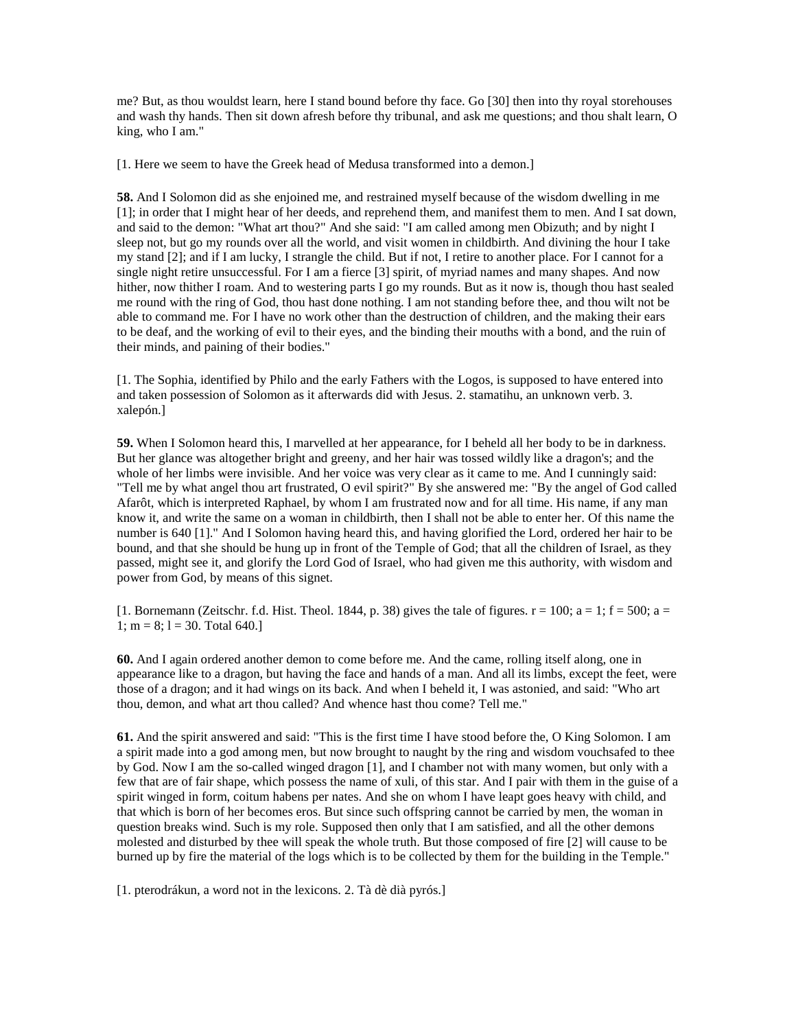me? But, as thou wouldst learn, here I stand bound before thy face. Go [30] then into thy royal storehouses and wash thy hands. Then sit down afresh before thy tribunal, and ask me questions; and thou shalt learn, O king, who I am."

[1. Here we seem to have the Greek head of Medusa transformed into a demon.]

**58.** And I Solomon did as she enjoined me, and restrained myself because of the wisdom dwelling in me [1]; in order that I might hear of her deeds, and reprehend them, and manifest them to men. And I sat down, and said to the demon: "What art thou?" And she said: "I am called among men Obizuth; and by night I sleep not, but go my rounds over all the world, and visit women in childbirth. And divining the hour I take my stand [2]; and if I am lucky, I strangle the child. But if not, I retire to another place. For I cannot for a single night retire unsuccessful. For I am a fierce [3] spirit, of myriad names and many shapes. And now hither, now thither I roam. And to westering parts I go my rounds. But as it now is, though thou hast sealed me round with the ring of God, thou hast done nothing. I am not standing before thee, and thou wilt not be able to command me. For I have no work other than the destruction of children, and the making their ears to be deaf, and the working of evil to their eyes, and the binding their mouths with a bond, and the ruin of their minds, and paining of their bodies."

[1. The Sophia, identified by Philo and the early Fathers with the Logos, is supposed to have entered into and taken possession of Solomon as it afterwards did with Jesus. 2. stamatihu, an unknown verb. 3. xalepón.]

**59.** When I Solomon heard this, I marvelled at her appearance, for I beheld all her body to be in darkness. But her glance was altogether bright and greeny, and her hair was tossed wildly like a dragon's; and the whole of her limbs were invisible. And her voice was very clear as it came to me. And I cunningly said: "Tell me by what angel thou art frustrated, O evil spirit?" By she answered me: "By the angel of God called Afarôt, which is interpreted Raphael, by whom I am frustrated now and for all time. His name, if any man know it, and write the same on a woman in childbirth, then I shall not be able to enter her. Of this name the number is 640 [1]." And I Solomon having heard this, and having glorified the Lord, ordered her hair to be bound, and that she should be hung up in front of the Temple of God; that all the children of Israel, as they passed, might see it, and glorify the Lord God of Israel, who had given me this authority, with wisdom and power from God, by means of this signet.

[1. Bornemann (Zeitschr. f.d. Hist. Theol. 1844, p. 38) gives the tale of figures. r = 100; a = 1; f = 500; a = 1; m = 8; l = 30. Total 640.]

**60.** And I again ordered another demon to come before me. And the came, rolling itself along, one in appearance like to a dragon, but having the face and hands of a man. And all its limbs, except the feet, were those of a dragon; and it had wings on its back. And when I beheld it, I was astonied, and said: "Who art thou, demon, and what art thou called? And whence hast thou come? Tell me."

**61.** And the spirit answered and said: "This is the first time I have stood before the, O King Solomon. I am a spirit made into a god among men, but now brought to naught by the ring and wisdom vouchsafed to thee by God. Now I am the so-called winged dragon [1], and I chamber not with many women, but only with a few that are of fair shape, which possess the name of xuli, of this star. And I pair with them in the guise of a spirit winged in form, coitum habens per nates. And she on whom I have leapt goes heavy with child, and that which is born of her becomes eros. But since such offspring cannot be carried by men, the woman in question breaks wind. Such is my role. Supposed then only that I am satisfied, and all the other demons molested and disturbed by thee will speak the whole truth. But those composed of fire [2] will cause to be burned up by fire the material of the logs which is to be collected by them for the building in the Temple."

[1. pterodrákun, a word not in the lexicons. 2. Tà dè dià pyrós.]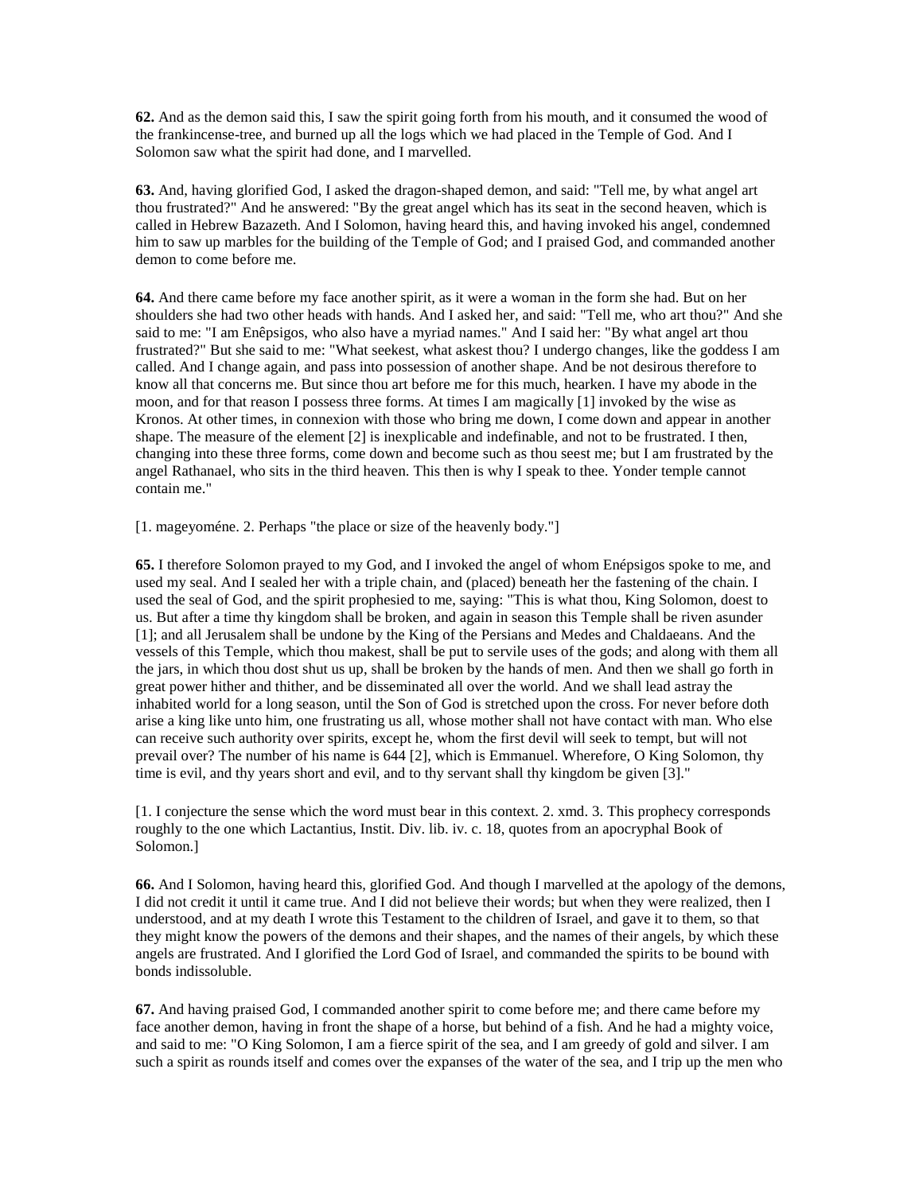**62.** And as the demon said this, I saw the spirit going forth from his mouth, and it consumed the wood of the frankincense-tree, and burned up all the logs which we had placed in the Temple of God. And I Solomon saw what the spirit had done, and I marvelled.

**63.** And, having glorified God, I asked the dragon-shaped demon, and said: "Tell me, by what angel art thou frustrated?" And he answered: "By the great angel which has its seat in the second heaven, which is called in Hebrew Bazazeth. And I Solomon, having heard this, and having invoked his angel, condemned him to saw up marbles for the building of the Temple of God; and I praised God, and commanded another demon to come before me.

**64.** And there came before my face another spirit, as it were a woman in the form she had. But on her shoulders she had two other heads with hands. And I asked her, and said: "Tell me, who art thou?" And she said to me: "I am Enêpsigos, who also have a myriad names." And I said her: "By what angel art thou frustrated?" But she said to me: "What seekest, what askest thou? I undergo changes, like the goddess I am called. And I change again, and pass into possession of another shape. And be not desirous therefore to know all that concerns me. But since thou art before me for this much, hearken. I have my abode in the moon, and for that reason I possess three forms. At times I am magically [1] invoked by the wise as Kronos. At other times, in connexion with those who bring me down, I come down and appear in another shape. The measure of the element [2] is inexplicable and indefinable, and not to be frustrated. I then, changing into these three forms, come down and become such as thou seest me; but I am frustrated by the angel Rathanael, who sits in the third heaven. This then is why I speak to thee. Yonder temple cannot contain me."

[1. mageyoméne. 2. Perhaps "the place or size of the heavenly body."]

**65.** I therefore Solomon prayed to my God, and I invoked the angel of whom Enépsigos spoke to me, and used my seal. And I sealed her with a triple chain, and (placed) beneath her the fastening of the chain. I used the seal of God, and the spirit prophesied to me, saying: "This is what thou, King Solomon, doest to us. But after a time thy kingdom shall be broken, and again in season this Temple shall be riven asunder [1]; and all Jerusalem shall be undone by the King of the Persians and Medes and Chaldaeans. And the vessels of this Temple, which thou makest, shall be put to servile uses of the gods; and along with them all the jars, in which thou dost shut us up, shall be broken by the hands of men. And then we shall go forth in great power hither and thither, and be disseminated all over the world. And we shall lead astray the inhabited world for a long season, until the Son of God is stretched upon the cross. For never before doth arise a king like unto him, one frustrating us all, whose mother shall not have contact with man. Who else can receive such authority over spirits, except he, whom the first devil will seek to tempt, but will not prevail over? The number of his name is 644 [2], which is Emmanuel. Wherefore, O King Solomon, thy time is evil, and thy years short and evil, and to thy servant shall thy kingdom be given [3]."

[1. I conjecture the sense which the word must bear in this context. 2. xmd. 3. This prophecy corresponds roughly to the one which Lactantius, Instit. Div. lib. iv. c. 18, quotes from an apocryphal Book of Solomon.]

**66.** And I Solomon, having heard this, glorified God. And though I marvelled at the apology of the demons, I did not credit it until it came true. And I did not believe their words; but when they were realized, then I understood, and at my death I wrote this Testament to the children of Israel, and gave it to them, so that they might know the powers of the demons and their shapes, and the names of their angels, by which these angels are frustrated. And I glorified the Lord God of Israel, and commanded the spirits to be bound with bonds indissoluble.

**67.** And having praised God, I commanded another spirit to come before me; and there came before my face another demon, having in front the shape of a horse, but behind of a fish. And he had a mighty voice, and said to me: "O King Solomon, I am a fierce spirit of the sea, and I am greedy of gold and silver. I am such a spirit as rounds itself and comes over the expanses of the water of the sea, and I trip up the men who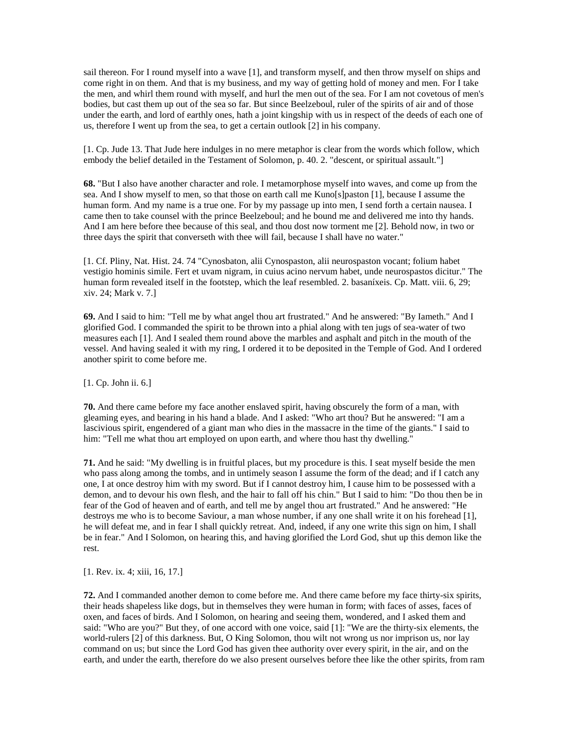sail thereon. For I round myself into a wave [1], and transform myself, and then throw myself on ships and come right in on them. And that is my business, and my way of getting hold of money and men. For I take the men, and whirl them round with myself, and hurl the men out of the sea. For I am not covetous of men's bodies, but cast them up out of the sea so far. But since Beelzeboul, ruler of the spirits of air and of those under the earth, and lord of earthly ones, hath a joint kingship with us in respect of the deeds of each one of us, therefore I went up from the sea, to get a certain outlook [2] in his company.

[1. Cp. Jude 13. That Jude here indulges in no mere metaphor is clear from the words which follow, which embody the belief detailed in the Testament of Solomon, p. 40. 2. "descent, or spiritual assault."]

**68.** "But I also have another character and role. I metamorphose myself into waves, and come up from the sea. And I show myself to men, so that those on earth call me Kuno[s]paston [1], because I assume the human form. And my name is a true one. For by my passage up into men, I send forth a certain nausea. I came then to take counsel with the prince Beelzeboul; and he bound me and delivered me into thy hands. And I am here before thee because of this seal, and thou dost now torment me [2]. Behold now, in two or three days the spirit that converseth with thee will fail, because I shall have no water."

[1. Cf. Pliny, Nat. Hist. 24. 74 "Cynosbaton, alii Cynospaston, alii neurospaston vocant; folium habet vestigio hominis simile. Fert et uvam nigram, in cuius acino nervum habet, unde neurospastos dicitur." The human form revealed itself in the footstep, which the leaf resembled. 2. basaníxeis. Cp. Matt. viii. 6, 29; xiv. 24; Mark v. 7.]

**69.** And I said to him: "Tell me by what angel thou art frustrated." And he answered: "By Iameth." And I glorified God. I commanded the spirit to be thrown into a phial along with ten jugs of sea-water of two measures each [1]. And I sealed them round above the marbles and asphalt and pitch in the mouth of the vessel. And having sealed it with my ring, I ordered it to be deposited in the Temple of God. And I ordered another spirit to come before me.

[1. Cp. John ii. 6.]

**70.** And there came before my face another enslaved spirit, having obscurely the form of a man, with gleaming eyes, and bearing in his hand a blade. And I asked: "Who art thou? But he answered: "I am a lascivious spirit, engendered of a giant man who dies in the massacre in the time of the giants." I said to him: "Tell me what thou art employed on upon earth, and where thou hast thy dwelling."

**71.** And he said: "My dwelling is in fruitful places, but my procedure is this. I seat myself beside the men who pass along among the tombs, and in untimely season I assume the form of the dead; and if I catch any one, I at once destroy him with my sword. But if I cannot destroy him, I cause him to be possessed with a demon, and to devour his own flesh, and the hair to fall off his chin." But I said to him: "Do thou then be in fear of the God of heaven and of earth, and tell me by angel thou art frustrated." And he answered: "He destroys me who is to become Saviour, a man whose number, if any one shall write it on his forehead [1], he will defeat me, and in fear I shall quickly retreat. And, indeed, if any one write this sign on him, I shall be in fear." And I Solomon, on hearing this, and having glorified the Lord God, shut up this demon like the rest.

[1. Rev. ix. 4; xiii, 16, 17.]

**72.** And I commanded another demon to come before me. And there came before my face thirty-six spirits, their heads shapeless like dogs, but in themselves they were human in form; with faces of asses, faces of oxen, and faces of birds. And I Solomon, on hearing and seeing them, wondered, and I asked them and said: "Who are you?" But they, of one accord with one voice, said [1]: "We are the thirty-six elements, the world-rulers [2] of this darkness. But, O King Solomon, thou wilt not wrong us nor imprison us, nor lay command on us; but since the Lord God has given thee authority over every spirit, in the air, and on the earth, and under the earth, therefore do we also present ourselves before thee like the other spirits, from ram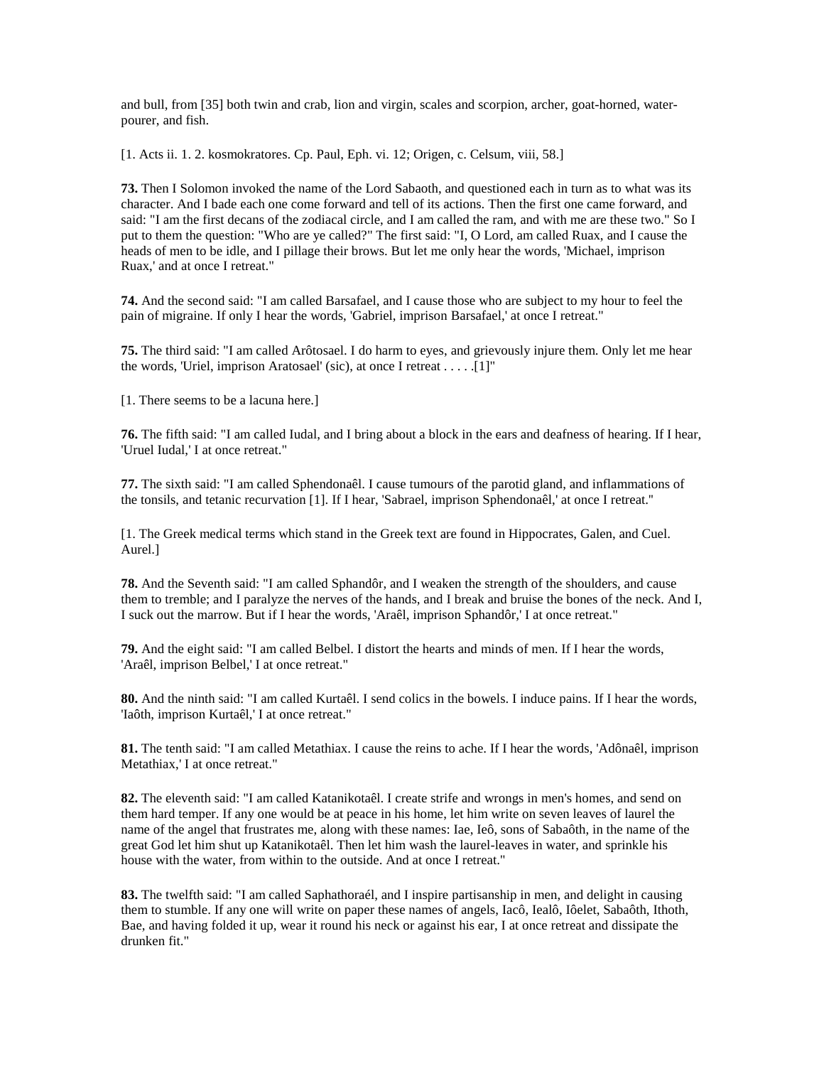and bull, from [35] both twin and crab, lion and virgin, scales and scorpion, archer, goat-horned, water-pourer, and fish.

[1. Acts ii. 1. 2. kosmokratores. Cp. Paul, Eph. vi. 12; Origen, c. Celsum, viii, 58.]

**73.** Then I Solomon invoked the name of the Lord Sabaoth, and questioned each in turn as to what was its character. And I bade each one come forward and tell of its actions. Then the first one came forward, and said: "I am the first decans of the zodiacal circle, and I am called the ram, and with me are these two." So I put to them the question: "Who are ye called?" The first said: "I, O Lord, am called Ruax, and I cause the heads of men to be idle, and I pillage their brows. But let me only hear the words, 'Michael, imprison Ruax,' and at once I retreat."

**74.** And the second said: "I am called Barsafael, and I cause those who are subject to my hour to feel the pain of migraine. If only I hear the words, 'Gabriel, imprison Barsafael,' at once I retreat."

**75.** The third said: "I am called Arôtosael. I do harm to eyes, and grievously injure them. Only let me hear the words, 'Uriel, imprison Aratosael' (sic), at once I retreat . . . . .[1]"

[1. There seems to be a lacuna here.]

**76.** The fifth said: "I am called Iudal, and I bring about a block in the ears and deafness of hearing. If I hear, 'Uruel Iudal,' I at once retreat."

**77.** The sixth said: "I am called Sphendonaêl. I cause tumours of the parotid gland, and inflammations of the tonsils, and tetanic recurvation [1]. If I hear, 'Sabrael, imprison Sphendonaêl,' at once I retreat."

[1. The Greek medical terms which stand in the Greek text are found in Hippocrates, Galen, and Cuel. Aurel.]

**78.** And the Seventh said: "I am called Sphandôr, and I weaken the strength of the shoulders, and cause them to tremble; and I paralyze the nerves of the hands, and I break and bruise the bones of the neck. And I, I suck out the marrow. But if I hear the words, 'Araêl, imprison Sphandôr,' I at once retreat."

**79.** And the eight said: "I am called Belbel. I distort the hearts and minds of men. If I hear the words, 'Araêl, imprison Belbel,' I at once retreat."

**80.** And the ninth said: "I am called Kurtaêl. I send colics in the bowels. I induce pains. If I hear the words, 'Iaôth, imprison Kurtaêl,' I at once retreat."

**81.** The tenth said: "I am called Metathiax. I cause the reins to ache. If I hear the words, 'Adônaêl, imprison Metathiax,' I at once retreat."

**82.** The eleventh said: "I am called Katanikotaêl. I create strife and wrongs in men's homes, and send on them hard temper. If any one would be at peace in his home, let him write on seven leaves of laurel the name of the angel that frustrates me, along with these names: Iae, Ieô, sons of Sabaôth, in the name of the great God let him shut up Katanikotaêl. Then let him wash the laurel-leaves in water, and sprinkle his house with the water, from within to the outside. And at once I retreat."

**83.** The twelfth said: "I am called Saphathoraél, and I inspire partisanship in men, and delight in causing them to stumble. If any one will write on paper these names of angels, Iacô, Iealô, Iôelet, Sabaôth, Ithoth, Bae, and having folded it up, wear it round his neck or against his ear, I at once retreat and dissipate the drunken fit."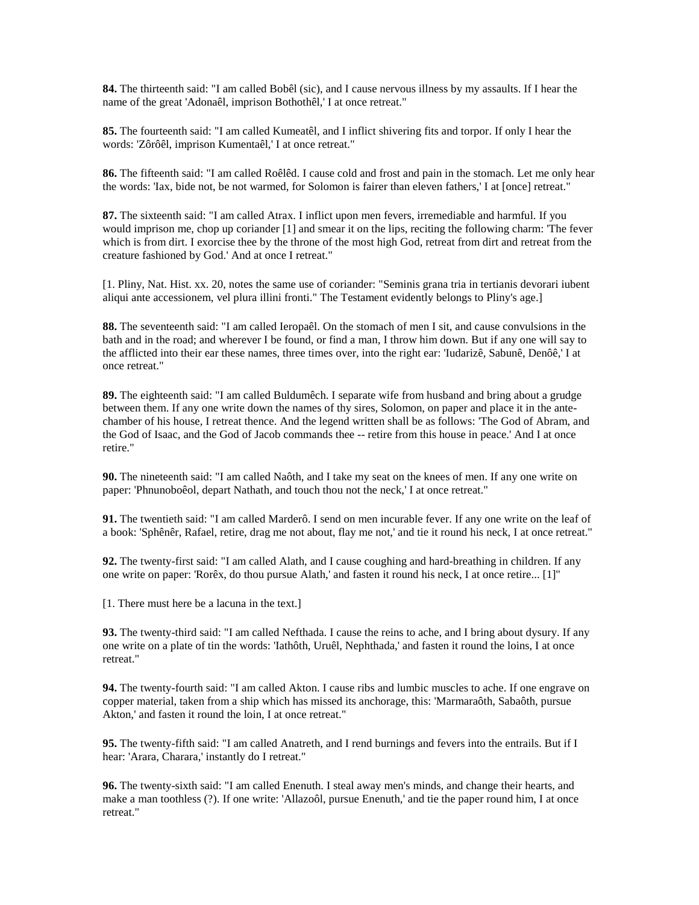**84.** The thirteenth said: "I am called Bobêl (sic), and I cause nervous illness by my assaults. If I hear the name of the great 'Adonaêl, imprison Bothothêl,' I at once retreat."

**85.** The fourteenth said: "I am called Kumeatêl, and I inflict shivering fits and torpor. If only I hear the words: 'Zôrôêl, imprison Kumentaêl,' I at once retreat."

**86.** The fifteenth said: "I am called Roêlêd. I cause cold and frost and pain in the stomach. Let me only hear the words: 'Iax, bide not, be not warmed, for Solomon is fairer than eleven fathers,' I at [once] retreat."

**87.** The sixteenth said: "I am called Atrax. I inflict upon men fevers, irremediable and harmful. If you would imprison me, chop up coriander [1] and smear it on the lips, reciting the following charm: 'The fever which is from dirt. I exorcise thee by the throne of the most high God, retreat from dirt and retreat from the creature fashioned by God.' And at once I retreat."

[1. Pliny, Nat. Hist. xx. 20, notes the same use of coriander: "Seminis grana tria in tertianis devorari iubent aliqui ante accessionem, vel plura illini fronti." The Testament evidently belongs to Pliny's age.]

**88.** The seventeenth said: "I am called Ieropaêl. On the stomach of men I sit, and cause convulsions in the bath and in the road; and wherever I be found, or find a man, I throw him down. But if any one will say to the afflicted into their ear these names, three times over, into the right ear: 'Iudarizê, Sabunê, Denôê,' I at once retreat."

**89.** The eighteenth said: "I am called Buldumêch. I separate wife from husband and bring about a grudge between them. If any one write down the names of thy sires, Solomon, on paper and place it in the ante-chamber of his house, I retreat thence. And the legend written shall be as follows: 'The God of Abram, and the God of Isaac, and the God of Jacob commands thee -- retire from this house in peace.' And I at once retire."

**90.** The nineteenth said: "I am called Naôth, and I take my seat on the knees of men. If any one write on paper: 'Phnunoboêol, depart Nathath, and touch thou not the neck,' I at once retreat."

**91.** The twentieth said: "I am called Marderô. I send on men incurable fever. If any one write on the leaf of a book: 'Sphênêr, Rafael, retire, drag me not about, flay me not,' and tie it round his neck, I at once retreat."

**92.** The twenty-first said: "I am called Alath, and I cause coughing and hard-breathing in children. If any one write on paper: 'Rorêx, do thou pursue Alath,' and fasten it round his neck, I at once retire... [1]"

[1. There must here be a lacuna in the text.]

**93.** The twenty-third said: "I am called Nefthada. I cause the reins to ache, and I bring about dysury. If any one write on a plate of tin the words: 'Iathôth, Uruêl, Nephthada,' and fasten it round the loins, I at once retreat."

**94.** The twenty-fourth said: "I am called Akton. I cause ribs and lumbic muscles to ache. If one engrave on copper material, taken from a ship which has missed its anchorage, this: 'Marmaraôth, Sabaôth, pursue Akton,' and fasten it round the loin, I at once retreat."

**95.** The twenty-fifth said: "I am called Anatreth, and I rend burnings and fevers into the entrails. But if I hear: 'Arara, Charara,' instantly do I retreat."

**96.** The twenty-sixth said: "I am called Enenuth. I steal away men's minds, and change their hearts, and make a man toothless (?). If one write: 'Allazoôl, pursue Enenuth,' and tie the paper round him, I at once retreat."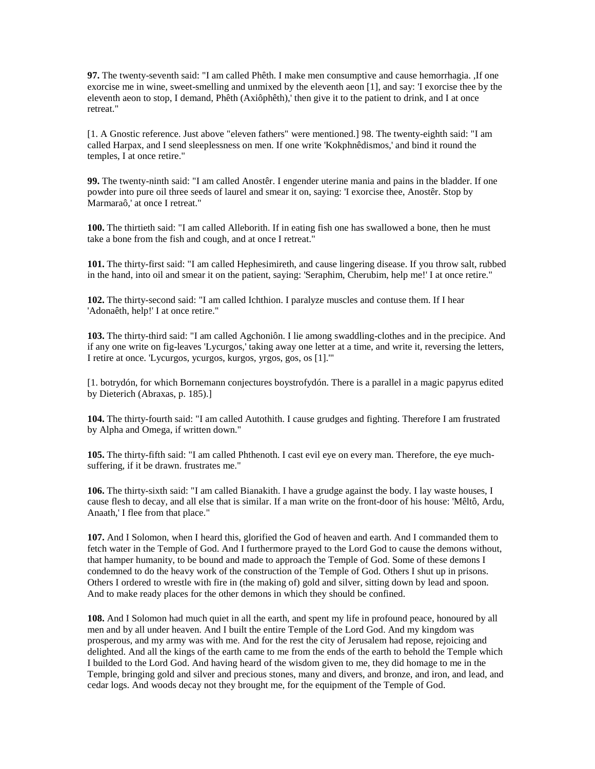**97.** The twenty-seventh said: "I am called Phêth. I make men consumptive and cause hemorrhagia. ,If one exorcise me in wine, sweet-smelling and unmixed by the eleventh aeon [1], and say: 'I exorcise thee by the eleventh aeon to stop, I demand, Phêth (Axiôphêth),' then give it to the patient to drink, and I at once retreat."

[1. A Gnostic reference. Just above "eleven fathers" were mentioned.] 98. The twenty-eighth said: "I am called Harpax, and I send sleeplessness on men. If one write 'Kokphnêdismos,' and bind it round the temples, I at once retire."

**99.** The twenty-ninth said: "I am called Anostêr. I engender uterine mania and pains in the bladder. If one powder into pure oil three seeds of laurel and smear it on, saying: 'I exorcise thee, Anostêr. Stop by Marmaraô,' at once I retreat."

**100.** The thirtieth said: "I am called Alleborith. If in eating fish one has swallowed a bone, then he must take a bone from the fish and cough, and at once I retreat."

**101.** The thirty-first said: "I am called Hephesimireth, and cause lingering disease. If you throw salt, rubbed in the hand, into oil and smear it on the patient, saying: 'Seraphim, Cherubim, help me!' I at once retire."

**102.** The thirty-second said: "I am called Ichthion. I paralyze muscles and contuse them. If I hear 'Adonaêth, help!' I at once retire."

**103.** The thirty-third said: "I am called Agchoniôn. I lie among swaddling-clothes and in the precipice. And if any one write on fig-leaves 'Lycurgos,' taking away one letter at a time, and write it, reversing the letters, I retire at once. 'Lycurgos, ycurgos, kurgos, yrgos, gos, os [1].'"

[1. botrydón, for which Bornemann conjectures boystrofydón. There is a parallel in a magic papyrus edited by Dieterich (Abraxas, p. 185).]

**104.** The thirty-fourth said: "I am called Autothith. I cause grudges and fighting. Therefore I am frustrated by Alpha and Omega, if written down."

**105.** The thirty-fifth said: "I am called Phthenoth. I cast evil eye on every man. Therefore, the eye much-suffering, if it be drawn. frustrates me."

**106.** The thirty-sixth said: "I am called Bianakith. I have a grudge against the body. I lay waste houses, I cause flesh to decay, and all else that is similar. If a man write on the front-door of his house: 'Mêltô, Ardu, Anaath,' I flee from that place."

**107.** And I Solomon, when I heard this, glorified the God of heaven and earth. And I commanded them to fetch water in the Temple of God. And I furthermore prayed to the Lord God to cause the demons without, that hamper humanity, to be bound and made to approach the Temple of God. Some of these demons I condemned to do the heavy work of the construction of the Temple of God. Others I shut up in prisons. Others I ordered to wrestle with fire in (the making of) gold and silver, sitting down by lead and spoon. And to make ready places for the other demons in which they should be confined.

**108.** And I Solomon had much quiet in all the earth, and spent my life in profound peace, honoured by all men and by all under heaven. And I built the entire Temple of the Lord God. And my kingdom was prosperous, and my army was with me. And for the rest the city of Jerusalem had repose, rejoicing and delighted. And all the kings of the earth came to me from the ends of the earth to behold the Temple which I builded to the Lord God. And having heard of the wisdom given to me, they did homage to me in the Temple, bringing gold and silver and precious stones, many and divers, and bronze, and iron, and lead, and cedar logs. And woods decay not they brought me, for the equipment of the Temple of God.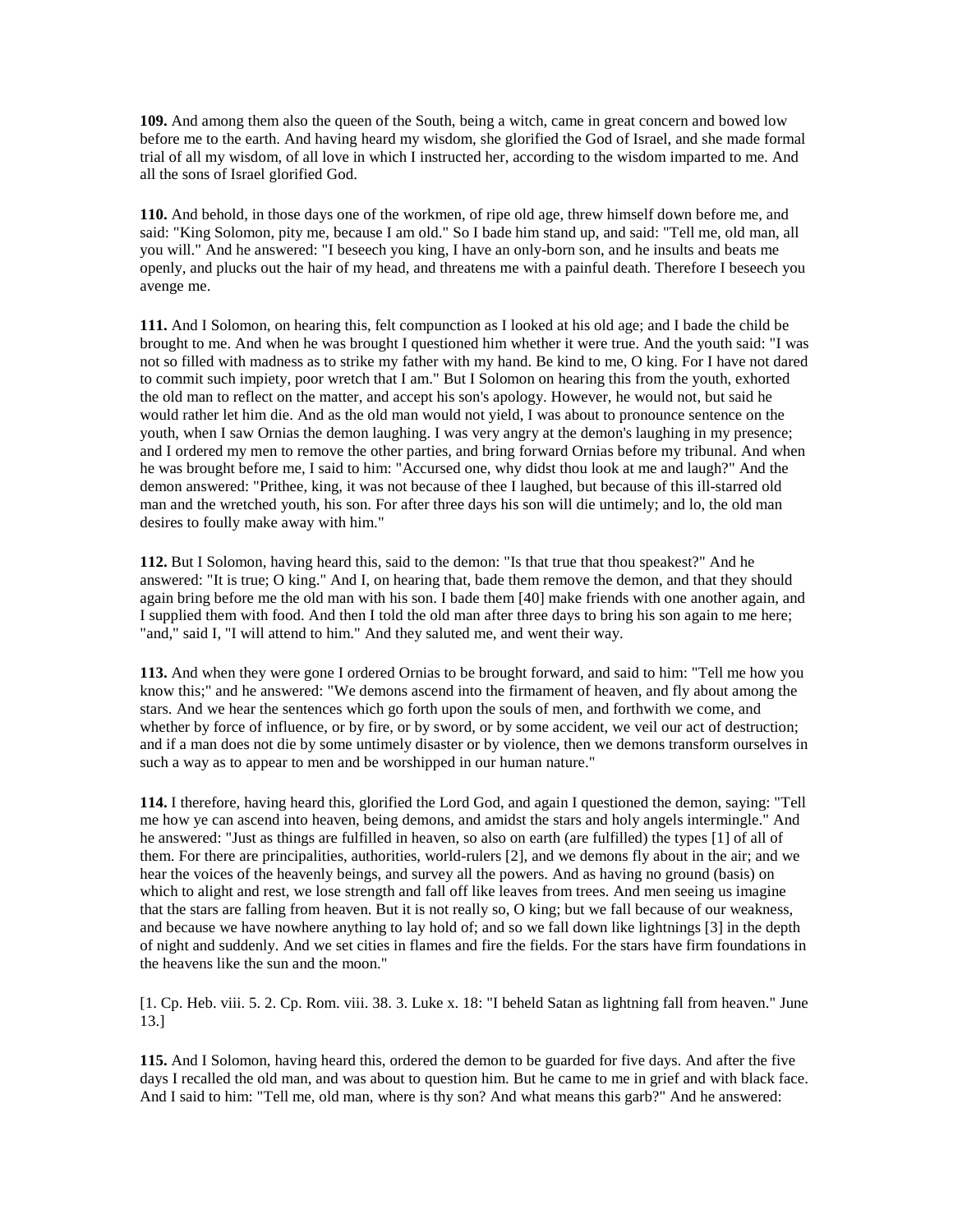**109.** And among them also the queen of the South, being a witch, came in great concern and bowed low before me to the earth. And having heard my wisdom, she glorified the God of Israel, and she made formal trial of all my wisdom, of all love in which I instructed her, according to the wisdom imparted to me. And all the sons of Israel glorified God.

**110.** And behold, in those days one of the workmen, of ripe old age, threw himself down before me, and said: "King Solomon, pity me, because I am old." So I bade him stand up, and said: "Tell me, old man, all you will." And he answered: "I beseech you king, I have an only-born son, and he insults and beats me openly, and plucks out the hair of my head, and threatens me with a painful death. Therefore I beseech you avenge me.

**111.** And I Solomon, on hearing this, felt compunction as I looked at his old age; and I bade the child be brought to me. And when he was brought I questioned him whether it were true. And the youth said: "I was not so filled with madness as to strike my father with my hand. Be kind to me, O king. For I have not dared to commit such impiety, poor wretch that I am." But I Solomon on hearing this from the youth, exhorted the old man to reflect on the matter, and accept his son's apology. However, he would not, but said he would rather let him die. And as the old man would not yield, I was about to pronounce sentence on the youth, when I saw Ornias the demon laughing. I was very angry at the demon's laughing in my presence; and I ordered my men to remove the other parties, and bring forward Ornias before my tribunal. And when he was brought before me, I said to him: "Accursed one, why didst thou look at me and laugh?" And the demon answered: "Prithee, king, it was not because of thee I laughed, but because of this ill-starred old man and the wretched youth, his son. For after three days his son will die untimely; and lo, the old man desires to foully make away with him."

**112.** But I Solomon, having heard this, said to the demon: "Is that true that thou speakest?" And he answered: "It is true; O king." And I, on hearing that, bade them remove the demon, and that they should again bring before me the old man with his son. I bade them [40] make friends with one another again, and I supplied them with food. And then I told the old man after three days to bring his son again to me here; "and," said I, "I will attend to him." And they saluted me, and went their way.

**113.** And when they were gone I ordered Ornias to be brought forward, and said to him: "Tell me how you know this;" and he answered: "We demons ascend into the firmament of heaven, and fly about among the stars. And we hear the sentences which go forth upon the souls of men, and forthwith we come, and whether by force of influence, or by fire, or by sword, or by some accident, we veil our act of destruction; and if a man does not die by some untimely disaster or by violence, then we demons transform ourselves in such a way as to appear to men and be worshipped in our human nature."

**114.** I therefore, having heard this, glorified the Lord God, and again I questioned the demon, saying: "Tell me how ye can ascend into heaven, being demons, and amidst the stars and holy angels intermingle." And he answered: "Just as things are fulfilled in heaven, so also on earth (are fulfilled) the types [1] of all of them. For there are principalities, authorities, world-rulers [2], and we demons fly about in the air; and we hear the voices of the heavenly beings, and survey all the powers. And as having no ground (basis) on which to alight and rest, we lose strength and fall off like leaves from trees. And men seeing us imagine that the stars are falling from heaven. But it is not really so, O king; but we fall because of our weakness, and because we have nowhere anything to lay hold of; and so we fall down like lightnings [3] in the depth of night and suddenly. And we set cities in flames and fire the fields. For the stars have firm foundations in the heavens like the sun and the moon."

[1. Cp. Heb. viii. 5. 2. Cp. Rom. viii. 38. 3. Luke x. 18: "I beheld Satan as lightning fall from heaven." June 13.]

**115.** And I Solomon, having heard this, ordered the demon to be guarded for five days. And after the five days I recalled the old man, and was about to question him. But he came to me in grief and with black face. And I said to him: "Tell me, old man, where is thy son? And what means this garb?" And he answered: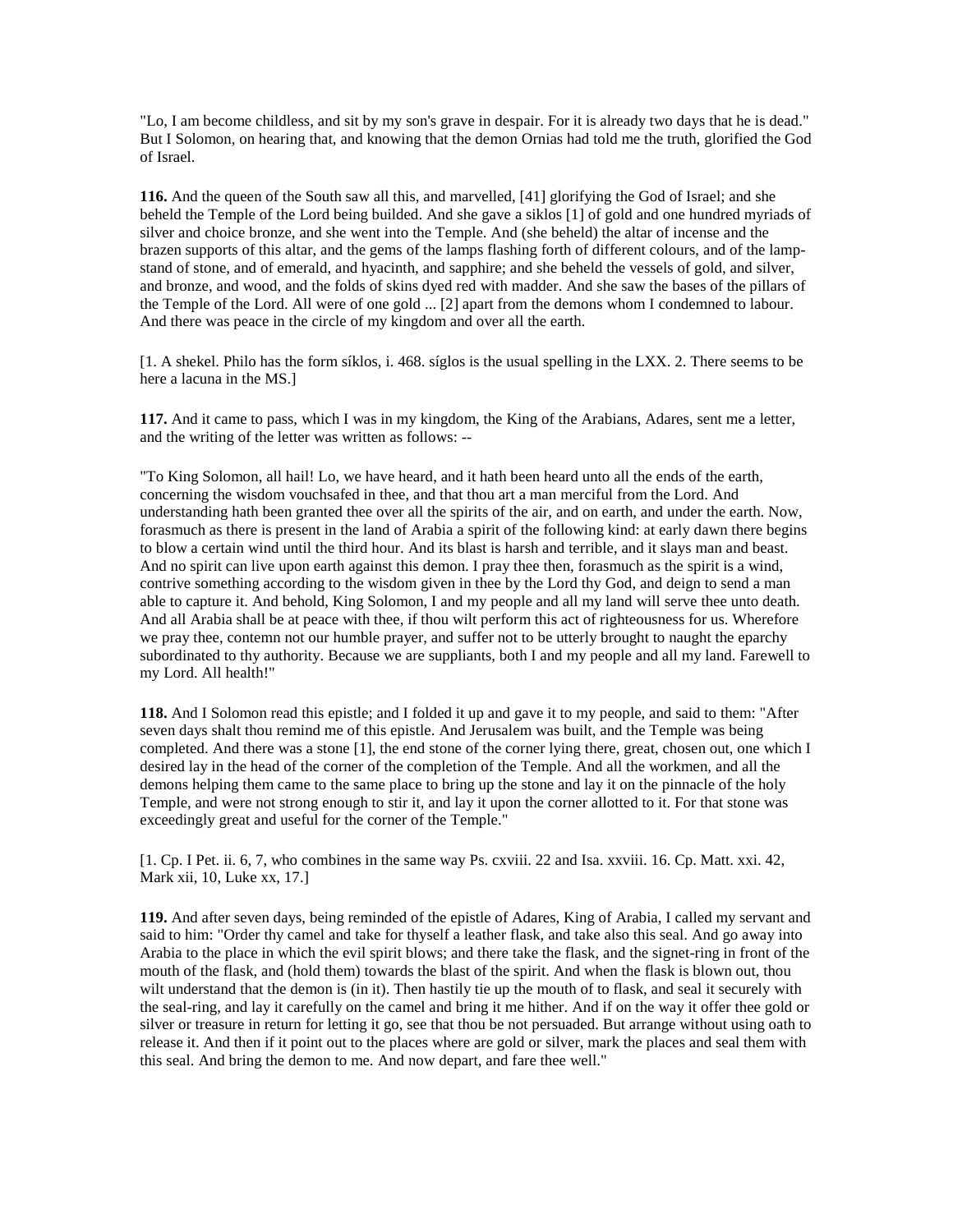"Lo, I am become childless, and sit by my son's grave in despair. For it is already two days that he is dead." But I Solomon, on hearing that, and knowing that the demon Ornias had told me the truth, glorified the God of Israel.

**116.** And the queen of the South saw all this, and marvelled, [41] glorifying the God of Israel; and she beheld the Temple of the Lord being builded. And she gave a siklos [1] of gold and one hundred myriads of silver and choice bronze, and she went into the Temple. And (she beheld) the altar of incense and the brazen supports of this altar, and the gems of the lamps flashing forth of different colours, and of the lamp-stand of stone, and of emerald, and hyacinth, and sapphire; and she beheld the vessels of gold, and silver, and bronze, and wood, and the folds of skins dyed red with madder. And she saw the bases of the pillars of the Temple of the Lord. All were of one gold ... [2] apart from the demons whom I condemned to labour. And there was peace in the circle of my kingdom and over all the earth.

[1. A shekel. Philo has the form síklos, i. 468. síglos is the usual spelling in the LXX. 2. There seems to be here a lacuna in the MS.]

**117.** And it came to pass, which I was in my kingdom, the King of the Arabians, Adares, sent me a letter, and the writing of the letter was written as follows: --

"To King Solomon, all hail! Lo, we have heard, and it hath been heard unto all the ends of the earth, concerning the wisdom vouchsafed in thee, and that thou art a man merciful from the Lord. And understanding hath been granted thee over all the spirits of the air, and on earth, and under the earth. Now, forasmuch as there is present in the land of Arabia a spirit of the following kind: at early dawn there begins to blow a certain wind until the third hour. And its blast is harsh and terrible, and it slays man and beast. And no spirit can live upon earth against this demon. I pray thee then, forasmuch as the spirit is a wind, contrive something according to the wisdom given in thee by the Lord thy God, and deign to send a man able to capture it. And behold, King Solomon, I and my people and all my land will serve thee unto death. And all Arabia shall be at peace with thee, if thou wilt perform this act of righteousness for us. Wherefore we pray thee, contemn not our humble prayer, and suffer not to be utterly brought to naught the eparchy subordinated to thy authority. Because we are suppliants, both I and my people and all my land. Farewell to my Lord. All health!"

**118.** And I Solomon read this epistle; and I folded it up and gave it to my people, and said to them: "After seven days shalt thou remind me of this epistle. And Jerusalem was built, and the Temple was being completed. And there was a stone [1], the end stone of the corner lying there, great, chosen out, one which I desired lay in the head of the corner of the completion of the Temple. And all the workmen, and all the demons helping them came to the same place to bring up the stone and lay it on the pinnacle of the holy Temple, and were not strong enough to stir it, and lay it upon the corner allotted to it. For that stone was exceedingly great and useful for the corner of the Temple."

[1. Cp. I Pet. ii. 6, 7, who combines in the same way Ps. cxviii. 22 and Isa. xxviii. 16. Cp. Matt. xxi. 42, Mark xii, 10, Luke xx, 17.]

**119.** And after seven days, being reminded of the epistle of Adares, King of Arabia, I called my servant and said to him: "Order thy camel and take for thyself a leather flask, and take also this seal. And go away into Arabia to the place in which the evil spirit blows; and there take the flask, and the signet-ring in front of the mouth of the flask, and (hold them) towards the blast of the spirit. And when the flask is blown out, thou wilt understand that the demon is (in it). Then hastily tie up the mouth of to flask, and seal it securely with the seal-ring, and lay it carefully on the camel and bring it me hither. And if on the way it offer thee gold or silver or treasure in return for letting it go, see that thou be not persuaded. But arrange without using oath to release it. And then if it point out to the places where are gold or silver, mark the places and seal them with this seal. And bring the demon to me. And now depart, and fare thee well."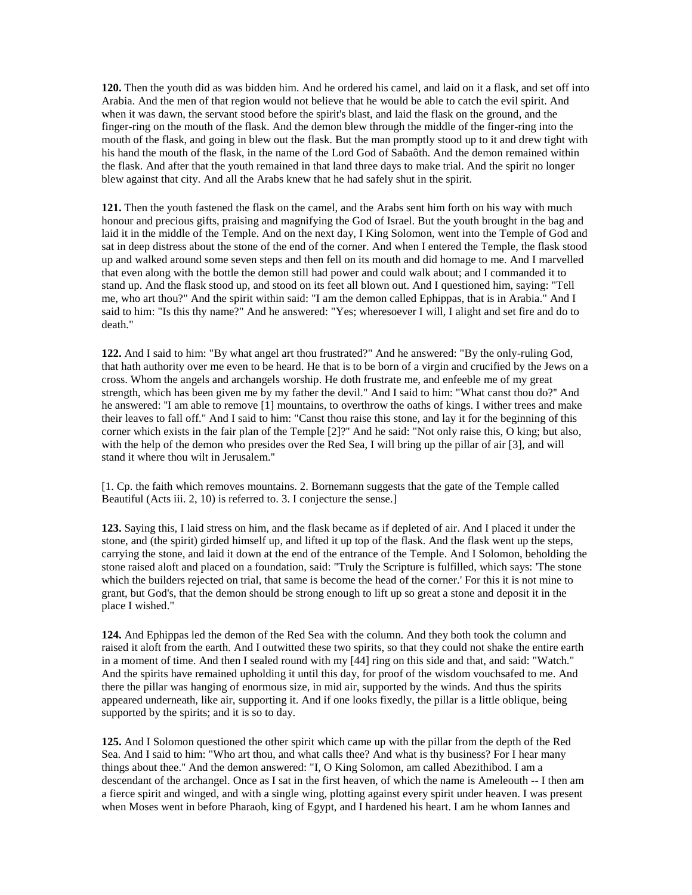**120.** Then the youth did as was bidden him. And he ordered his camel, and laid on it a flask, and set off into Arabia. And the men of that region would not believe that he would be able to catch the evil spirit. And when it was dawn, the servant stood before the spirit's blast, and laid the flask on the ground, and the finger-ring on the mouth of the flask. And the demon blew through the middle of the finger-ring into the mouth of the flask, and going in blew out the flask. But the man promptly stood up to it and drew tight with his hand the mouth of the flask, in the name of the Lord God of Sabaôth. And the demon remained within the flask. And after that the youth remained in that land three days to make trial. And the spirit no longer blew against that city. And all the Arabs knew that he had safely shut in the spirit.

**121.** Then the youth fastened the flask on the camel, and the Arabs sent him forth on his way with much honour and precious gifts, praising and magnifying the God of Israel. But the youth brought in the bag and laid it in the middle of the Temple. And on the next day, I King Solomon, went into the Temple of God and sat in deep distress about the stone of the end of the corner. And when I entered the Temple, the flask stood up and walked around some seven steps and then fell on its mouth and did homage to me. And I marvelled that even along with the bottle the demon still had power and could walk about; and I commanded it to stand up. And the flask stood up, and stood on its feet all blown out. And I questioned him, saying: "Tell me, who art thou?" And the spirit within said: "I am the demon called Ephippas, that is in Arabia." And I said to him: "Is this thy name?" And he answered: "Yes; wheresoever I will, I alight and set fire and do to death."

**122.** And I said to him: "By what angel art thou frustrated?" And he answered: "By the only-ruling God, that hath authority over me even to be heard. He that is to be born of a virgin and crucified by the Jews on a cross. Whom the angels and archangels worship. He doth frustrate me, and enfeeble me of my great strength, which has been given me by my father the devil." And I said to him: "What canst thou do?" And he answered: "I am able to remove [1] mountains, to overthrow the oaths of kings. I wither trees and make their leaves to fall off." And I said to him: "Canst thou raise this stone, and lay it for the beginning of this corner which exists in the fair plan of the Temple [2]?" And he said: "Not only raise this, O king; but also, with the help of the demon who presides over the Red Sea, I will bring up the pillar of air [3], and will stand it where thou wilt in Jerusalem."

[1. Cp. the faith which removes mountains. 2. Bornemann suggests that the gate of the Temple called Beautiful (Acts iii. 2, 10) is referred to. 3. I conjecture the sense.]

**123.** Saying this, I laid stress on him, and the flask became as if depleted of air. And I placed it under the stone, and (the spirit) girded himself up, and lifted it up top of the flask. And the flask went up the steps, carrying the stone, and laid it down at the end of the entrance of the Temple. And I Solomon, beholding the stone raised aloft and placed on a foundation, said: "Truly the Scripture is fulfilled, which says: 'The stone which the builders rejected on trial, that same is become the head of the corner.' For this it is not mine to grant, but God's, that the demon should be strong enough to lift up so great a stone and deposit it in the place I wished."

**124.** And Ephippas led the demon of the Red Sea with the column. And they both took the column and raised it aloft from the earth. And I outwitted these two spirits, so that they could not shake the entire earth in a moment of time. And then I sealed round with my [44] ring on this side and that, and said: "Watch." And the spirits have remained upholding it until this day, for proof of the wisdom vouchsafed to me. And there the pillar was hanging of enormous size, in mid air, supported by the winds. And thus the spirits appeared underneath, like air, supporting it. And if one looks fixedly, the pillar is a little oblique, being supported by the spirits; and it is so to day.

**125.** And I Solomon questioned the other spirit which came up with the pillar from the depth of the Red Sea. And I said to him: "Who art thou, and what calls thee? And what is thy business? For I hear many things about thee." And the demon answered: "I, O King Solomon, am called Abezithibod. I am a descendant of the archangel. Once as I sat in the first heaven, of which the name is Ameleouth -- I then am a fierce spirit and winged, and with a single wing, plotting against every spirit under heaven. I was present when Moses went in before Pharaoh, king of Egypt, and I hardened his heart. I am he whom Iannes and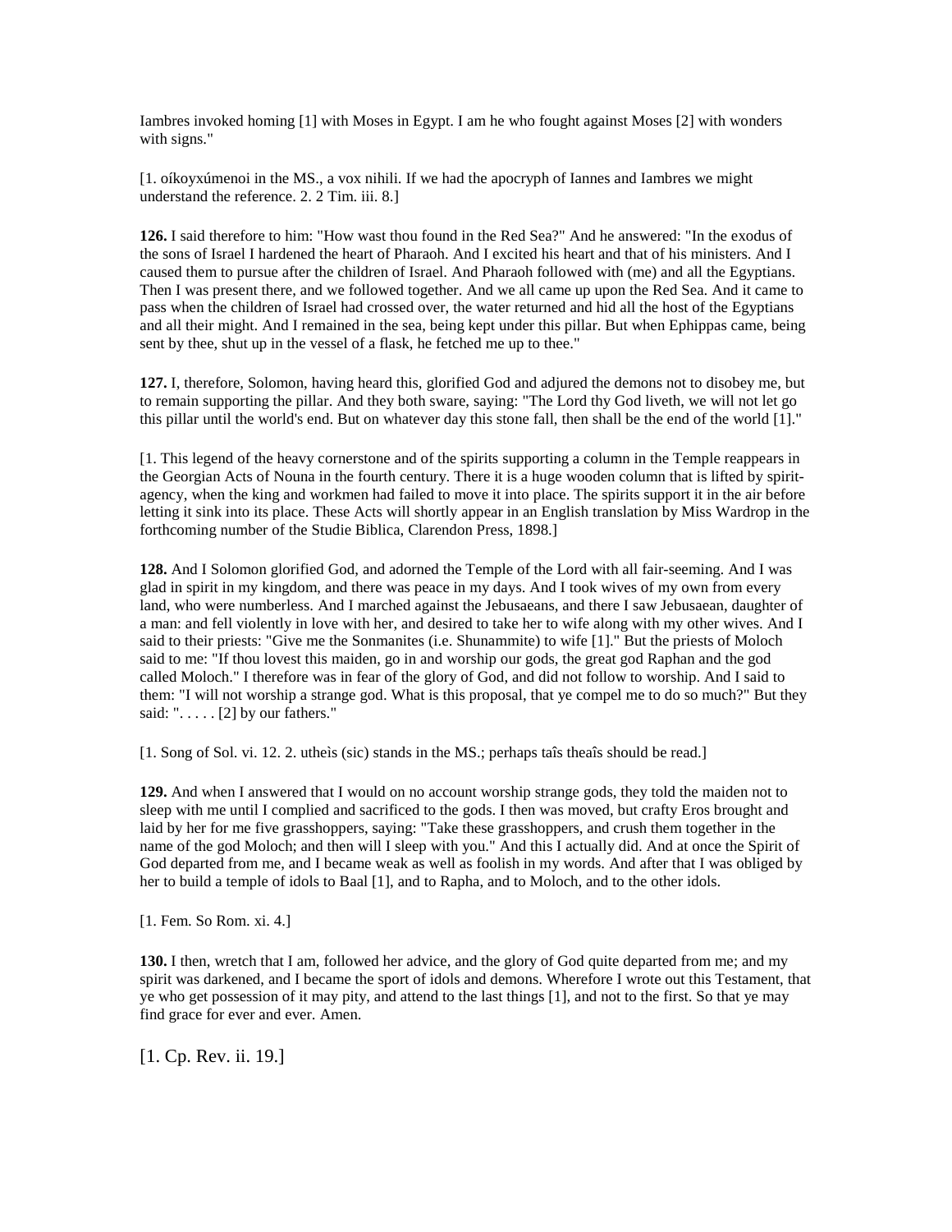Iambres invoked homing [1] with Moses in Egypt. I am he who fought against Moses [2] with wonders with signs."

[1. oíkoyxúmenoi in the MS., a vox nihili. If we had the apocryph of Iannes and Iambres we might understand the reference. 2. 2 Tim. iii. 8.]

**126.** I said therefore to him: "How wast thou found in the Red Sea?" And he answered: "In the exodus of the sons of Israel I hardened the heart of Pharaoh. And I excited his heart and that of his ministers. And I caused them to pursue after the children of Israel. And Pharaoh followed with (me) and all the Egyptians. Then I was present there, and we followed together. And we all came up upon the Red Sea. And it came to pass when the children of Israel had crossed over, the water returned and hid all the host of the Egyptians and all their might. And I remained in the sea, being kept under this pillar. But when Ephippas came, being sent by thee, shut up in the vessel of a flask, he fetched me up to thee."

**127.** I, therefore, Solomon, having heard this, glorified God and adjured the demons not to disobey me, but to remain supporting the pillar. And they both sware, saying: "The Lord thy God liveth, we will not let go this pillar until the world's end. But on whatever day this stone fall, then shall be the end of the world [1]."

[1. This legend of the heavy cornerstone and of the spirits supporting a column in the Temple reappears in the Georgian Acts of Nouna in the fourth century. There it is a huge wooden column that is lifted by spirit-agency, when the king and workmen had failed to move it into place. The spirits support it in the air before letting it sink into its place. These Acts will shortly appear in an English translation by Miss Wardrop in the forthcoming number of the Studie Biblica, Clarendon Press, 1898.]

**128.** And I Solomon glorified God, and adorned the Temple of the Lord with all fair-seeming. And I was glad in spirit in my kingdom, and there was peace in my days. And I took wives of my own from every land, who were numberless. And I marched against the Jebusaeans, and there I saw Jebusaean, daughter of a man: and fell violently in love with her, and desired to take her to wife along with my other wives. And I said to their priests: "Give me the Sonmanites (i.e. Shunammite) to wife [1]." But the priests of Moloch said to me: "If thou lovest this maiden, go in and worship our gods, the great god Raphan and the god called Moloch." I therefore was in fear of the glory of God, and did not follow to worship. And I said to them: "I will not worship a strange god. What is this proposal, that ye compel me to do so much?" But they said: ". . . . . [2] by our fathers."

[1. Song of Sol. vi. 12. 2. utheìs (sic) stands in the MS.; perhaps taîs theaîs should be read.]

**129.** And when I answered that I would on no account worship strange gods, they told the maiden not to sleep with me until I complied and sacrificed to the gods. I then was moved, but crafty Eros brought and laid by her for me five grasshoppers, saying: "Take these grasshoppers, and crush them together in the name of the god Moloch; and then will I sleep with you." And this I actually did. And at once the Spirit of God departed from me, and I became weak as well as foolish in my words. And after that I was obliged by her to build a temple of idols to Baal [1], and to Rapha, and to Moloch, and to the other idols.

[1. Fem. So Rom. xi. 4.]

**130.** I then, wretch that I am, followed her advice, and the glory of God quite departed from me; and my spirit was darkened, and I became the sport of idols and demons. Wherefore I wrote out this Testament, that ye who get possession of it may pity, and attend to the last things [1], and not to the first. So that ye may find grace for ever and ever. Amen.

[1. Cp. Rev. ii. 19.]